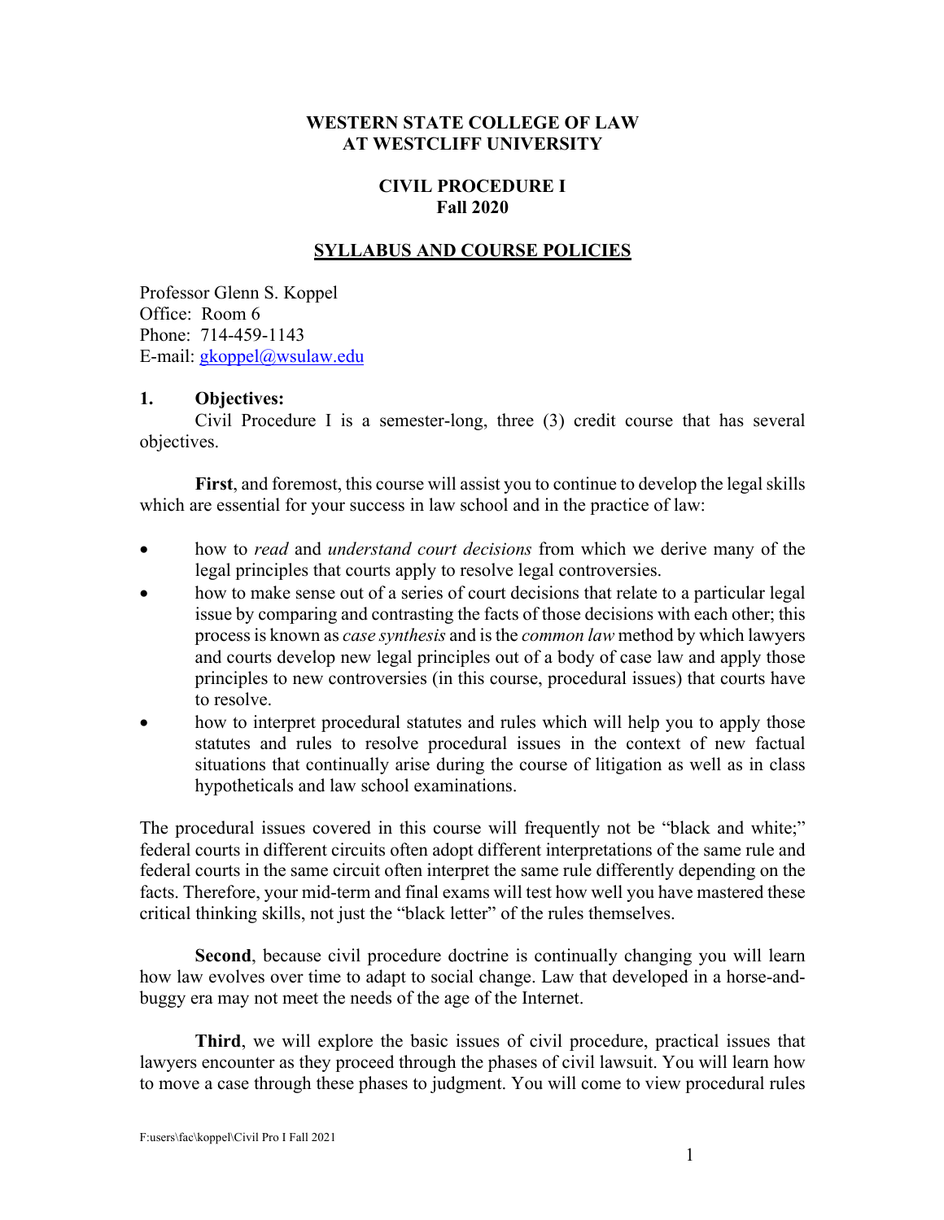# WESTERN STATE COLLEGE OF LAW AT WESTCLIFF UNIVERSITY

## CIVIL PROCEDURE I
## Fall 2020

## SYLLABUS AND COURSE POLICIES

Professor Glenn S. Koppel
Office: Room 6
Phone: 714-459-1143
E-mail: gkoppel@wsulaw.edu

### 1. Objectives:

Civil Procedure I is a semester-long, three (3) credit course that has several objectives.

**First**, and foremost, this course will assist you to continue to develop the legal skills which are essential for your success in law school and in the practice of law:

- how to *read* and *understand court decisions* from which we derive many of the legal principles that courts apply to resolve legal controversies.
- how to make sense out of a series of court decisions that relate to a particular legal issue by comparing and contrasting the facts of those decisions with each other; this process is known as *case synthesis* and is the *common law* method by which lawyers and courts develop new legal principles out of a body of case law and apply those principles to new controversies (in this course, procedural issues) that courts have to resolve.
- how to interpret procedural statutes and rules which will help you to apply those statutes and rules to resolve procedural issues in the context of new factual situations that continually arise during the course of litigation as well as in class hypotheticals and law school examinations.

The procedural issues covered in this course will frequently not be "black and white;" federal courts in different circuits often adopt different interpretations of the same rule and federal courts in the same circuit often interpret the same rule differently depending on the facts. Therefore, your mid-term and final exams will test how well you have mastered these critical thinking skills, not just the "black letter" of the rules themselves.

**Second**, because civil procedure doctrine is continually changing you will learn how law evolves over time to adapt to social change. Law that developed in a horse-and-buggy era may not meet the needs of the age of the Internet.

**Third**, we will explore the basic issues of civil procedure, practical issues that lawyers encounter as they proceed through the phases of civil lawsuit. You will learn how to move a case through these phases to judgment. You will come to view procedural rules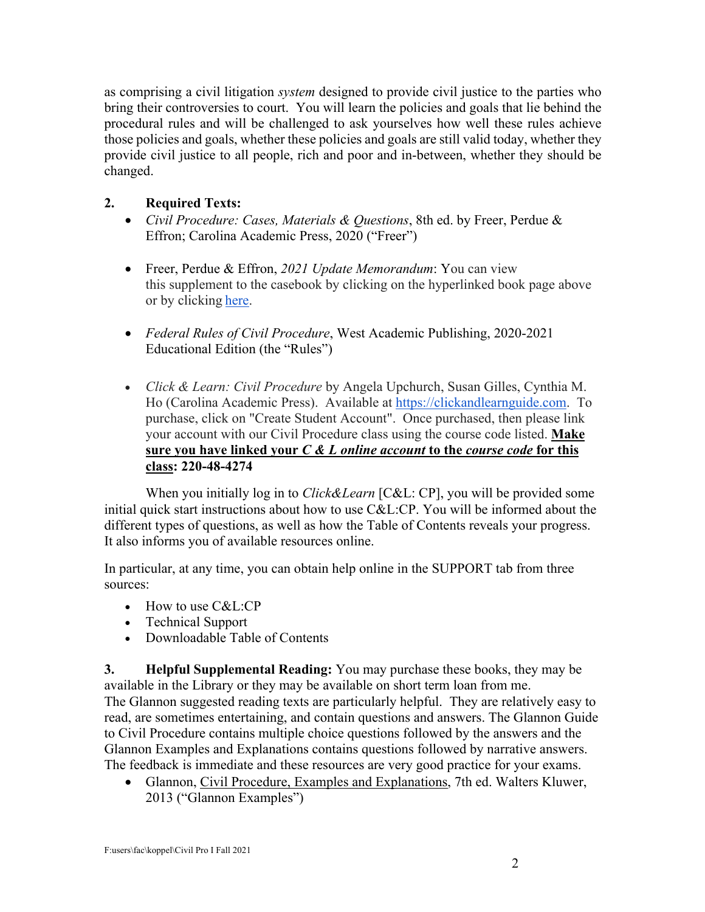as comprising a civil litigation *system* designed to provide civil justice to the parties who bring their controversies to court. You will learn the policies and goals that lie behind the procedural rules and will be challenged to ask yourselves how well these rules achieve those policies and goals, whether these policies and goals are still valid today, whether they provide civil justice to all people, rich and poor and in-between, whether they should be changed.

## 2. Required Texts:

- *Civil Procedure: Cases, Materials & Questions*, 8th ed. by Freer, Perdue & Effron; Carolina Academic Press, 2020 ("Freer")

- Freer, Perdue & Effron, *2021 Update Memorandum*: You can view this supplement to the casebook by clicking on the hyperlinked book page above or by clicking here.

- *Federal Rules of Civil Procedure*, West Academic Publishing, 2020-2021 Educational Edition (the "Rules")

- *Click & Learn: Civil Procedure* by Angela Upchurch, Susan Gilles, Cynthia M. Ho (Carolina Academic Press). Available at https://clickandlearnguide.com. To purchase, click on "Create Student Account". Once purchased, then please link your account with our Civil Procedure class using the course code listed. **Make sure you have linked your *C & L online account* to the *course code* for this class: 220-48-4274**

When you initially log in to *Click&Learn* [C&L: CP], you will be provided some initial quick start instructions about how to use C&L:CP. You will be informed about the different types of questions, as well as how the Table of Contents reveals your progress. It also informs you of available resources online.

In particular, at any time, you can obtain help online in the SUPPORT tab from three sources:

- How to use C&L:CP
- Technical Support
- Downloadable Table of Contents

**3. Helpful Supplemental Reading:** You may purchase these books, they may be available in the Library or they may be available on short term loan from me. The Glannon suggested reading texts are particularly helpful. They are relatively easy to read, are sometimes entertaining, and contain questions and answers. The Glannon Guide to Civil Procedure contains multiple choice questions followed by the answers and the Glannon Examples and Explanations contains questions followed by narrative answers. The feedback is immediate and these resources are very good practice for your exams.

- Glannon, Civil Procedure, Examples and Explanations, 7th ed. Walters Kluwer, 2013 ("Glannon Examples")

F:users\fac\koppel\Civil Pro I Fall 2021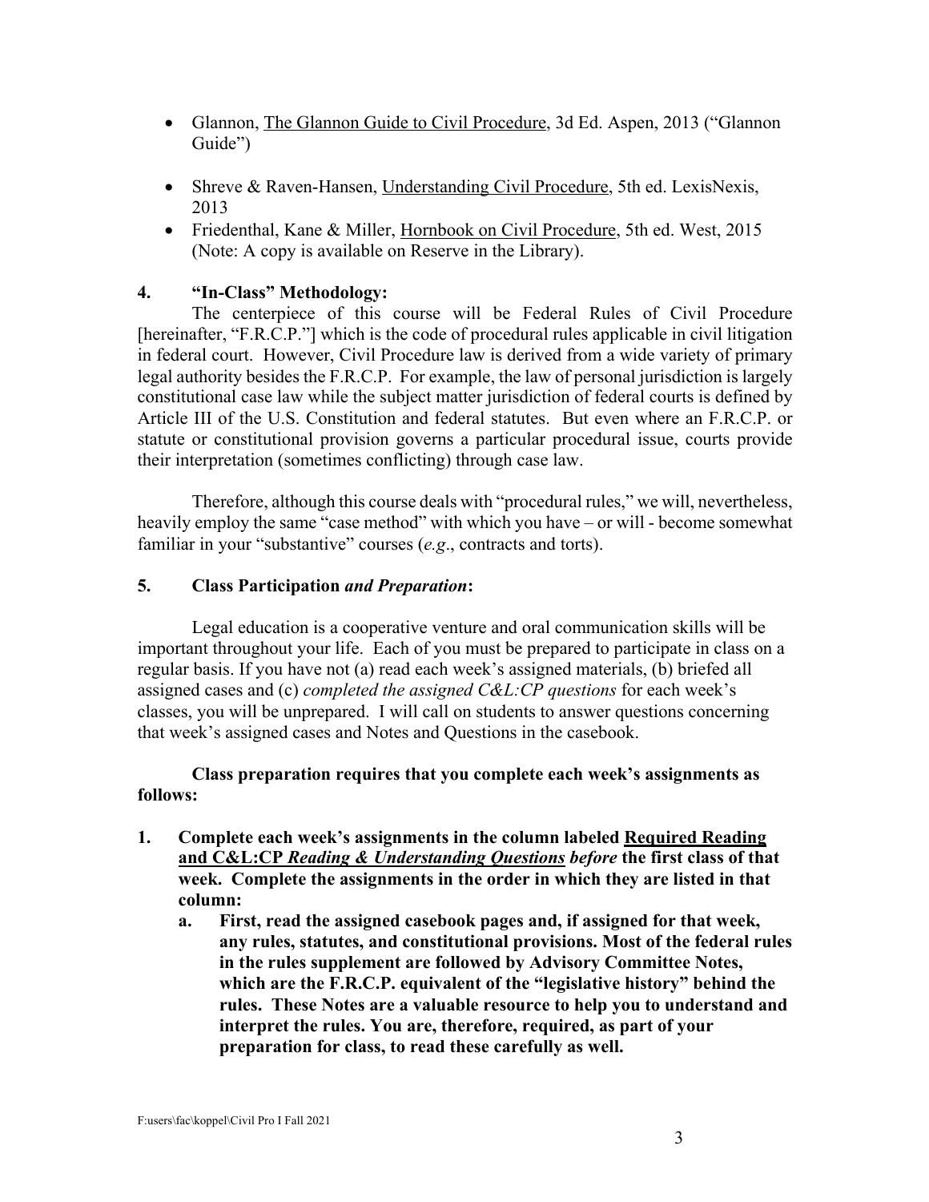- Glannon, The Glannon Guide to Civil Procedure, 3d Ed. Aspen, 2013 ("Glannon Guide")
- Shreve & Raven-Hansen, Understanding Civil Procedure, 5th ed. LexisNexis, 2013
- Friedenthal, Kane & Miller, Hornbook on Civil Procedure, 5th ed. West, 2015 (Note: A copy is available on Reserve in the Library).

## 4. "In-Class" Methodology:

The centerpiece of this course will be Federal Rules of Civil Procedure [hereinafter, "F.R.C.P."] which is the code of procedural rules applicable in civil litigation in federal court. However, Civil Procedure law is derived from a wide variety of primary legal authority besides the F.R.C.P. For example, the law of personal jurisdiction is largely constitutional case law while the subject matter jurisdiction of federal courts is defined by Article III of the U.S. Constitution and federal statutes. But even where an F.R.C.P. or statute or constitutional provision governs a particular procedural issue, courts provide their interpretation (sometimes conflicting) through case law.

Therefore, although this course deals with "procedural rules," we will, nevertheless, heavily employ the same "case method" with which you have – or will - become somewhat familiar in your "substantive" courses (*e.g*., contracts and torts).

## 5. Class Participation *and Preparation*:

Legal education is a cooperative venture and oral communication skills will be important throughout your life. Each of you must be prepared to participate in class on a regular basis. If you have not (a) read each week's assigned materials, (b) briefed all assigned cases and (c) *completed the assigned C&L:CP questions* for each week's classes, you will be unprepared. I will call on students to answer questions concerning that week's assigned cases and Notes and Questions in the casebook.

**Class preparation requires that you complete each week's assignments as follows:**

1. **Complete each week's assignments in the column labeled Required Reading and C&L:CP *Reading & Understanding Questions* *before* the first class of that week. Complete the assignments in the order in which they are listed in that column:**
   a. **First, read the assigned casebook pages and, if assigned for that week, any rules, statutes, and constitutional provisions. Most of the federal rules in the rules supplement are followed by Advisory Committee Notes, which are the F.R.C.P. equivalent of the "legislative history" behind the rules. These Notes are a valuable resource to help you to understand and interpret the rules. You are, therefore, required, as part of your preparation for class, to read these carefully as well.**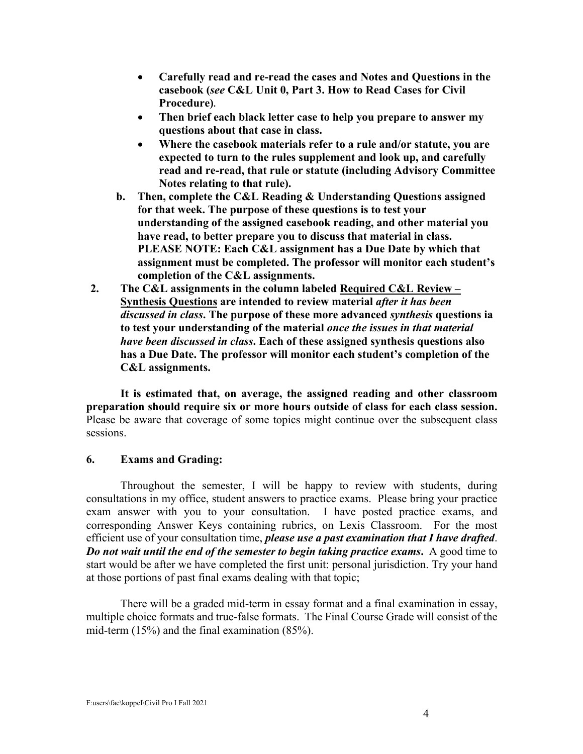- **Carefully read and re-read the cases and Notes and Questions in the casebook (*see* C&L Unit 0, Part 3. How to Read Cases for Civil Procedure)**.
- **Then brief each black letter case to help you prepare to answer my questions about that case in class.**
- **Where the casebook materials refer to a rule and/or statute, you are expected to turn to the rules supplement and look up, and carefully read and re-read, that rule or statute (including Advisory Committee Notes relating to that rule).**

**b. Then, complete the C&L Reading & Understanding Questions assigned for that week. The purpose of these questions is to test your understanding of the assigned casebook reading, and other material you have read, to better prepare you to discuss that material in class. PLEASE NOTE: Each C&L assignment has a Due Date by which that assignment must be completed. The professor will monitor each student's completion of the C&L assignments.**

**2. The C&L assignments in the column labeled <u>Required C&L Review – Synthesis Questions</u> are intended to review material *after it has been discussed in class*. The purpose of these more advanced *synthesis* questions ia to test your understanding of the material *once the issues in that material have been discussed in class*. Each of these assigned synthesis questions also has a Due Date. The professor will monitor each student's completion of the C&L assignments.**

**It is estimated that, on average, the assigned reading and other classroom preparation should require six or more hours outside of class for each class session.** Please be aware that coverage of some topics might continue over the subsequent class sessions.

### 6. Exams and Grading:

Throughout the semester, I will be happy to review with students, during consultations in my office, student answers to practice exams. Please bring your practice exam answer with you to your consultation. I have posted practice exams, and corresponding Answer Keys containing rubrics, on Lexis Classroom. For the most efficient use of your consultation time, ***please use a past examination that I have drafted***. ***Do not wait until the end of the semester to begin taking practice exams***. A good time to start would be after we have completed the first unit: personal jurisdiction. Try your hand at those portions of past final exams dealing with that topic;

There will be a graded mid-term in essay format and a final examination in essay, multiple choice formats and true-false formats. The Final Course Grade will consist of the mid-term (15%) and the final examination (85%).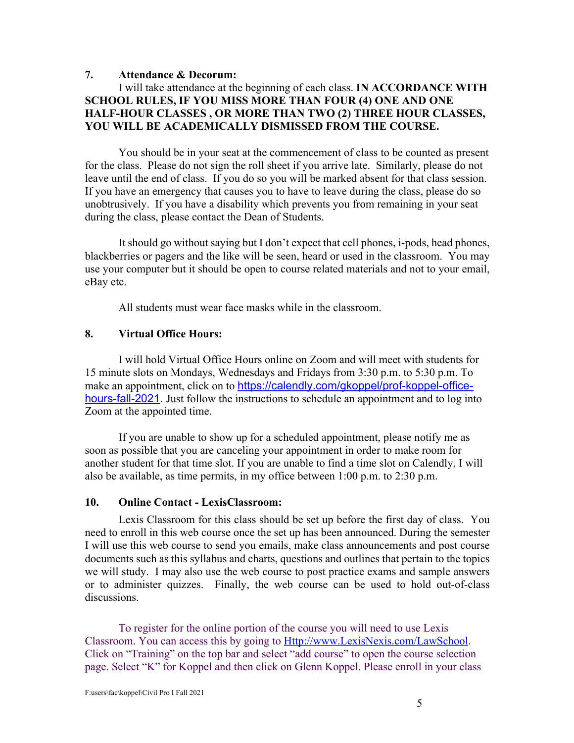## 7. Attendance & Decorum:

I will take attendance at the beginning of each class. **IN ACCORDANCE WITH SCHOOL RULES, IF YOU MISS MORE THAN FOUR (4) ONE AND ONE HALF-HOUR CLASSES , OR MORE THAN TWO (2) THREE HOUR CLASSES, YOU WILL BE ACADEMICALLY DISMISSED FROM THE COURSE.**

You should be in your seat at the commencement of class to be counted as present for the class. Please do not sign the roll sheet if you arrive late. Similarly, please do not leave until the end of class. If you do so you will be marked absent for that class session. If you have an emergency that causes you to have to leave during the class, please do so unobtrusively. If you have a disability which prevents you from remaining in your seat during the class, please contact the Dean of Students.

It should go without saying but I don't expect that cell phones, i-pods, head phones, blackberries or pagers and the like will be seen, heard or used in the classroom. You may use your computer but it should be open to course related materials and not to your email, eBay etc.

All students must wear face masks while in the classroom.

## 8. Virtual Office Hours:

I will hold Virtual Office Hours online on Zoom and will meet with students for 15 minute slots on Mondays, Wednesdays and Fridays from 3:30 p.m. to 5:30 p.m. To make an appointment, click on to https://calendly.com/gkoppel/prof-koppel-office-hours-fall-2021. Just follow the instructions to schedule an appointment and to log into Zoom at the appointed time.

If you are unable to show up for a scheduled appointment, please notify me as soon as possible that you are canceling your appointment in order to make room for another student for that time slot. If you are unable to find a time slot on Calendly, I will also be available, as time permits, in my office between 1:00 p.m. to 2:30 p.m.

## 10. Online Contact - LexisClassroom:

Lexis Classroom for this class should be set up before the first day of class. You need to enroll in this web course once the set up has been announced. During the semester I will use this web course to send you emails, make class announcements and post course documents such as this syllabus and charts, questions and outlines that pertain to the topics we will study. I may also use the web course to post practice exams and sample answers or to administer quizzes. Finally, the web course can be used to hold out-of-class discussions.

To register for the online portion of the course you will need to use Lexis Classroom. You can access this by going to Http://www.LexisNexis.com/LawSchool. Click on "Training" on the top bar and select "add course" to open the course selection page. Select "K" for Koppel and then click on Glenn Koppel. Please enroll in your class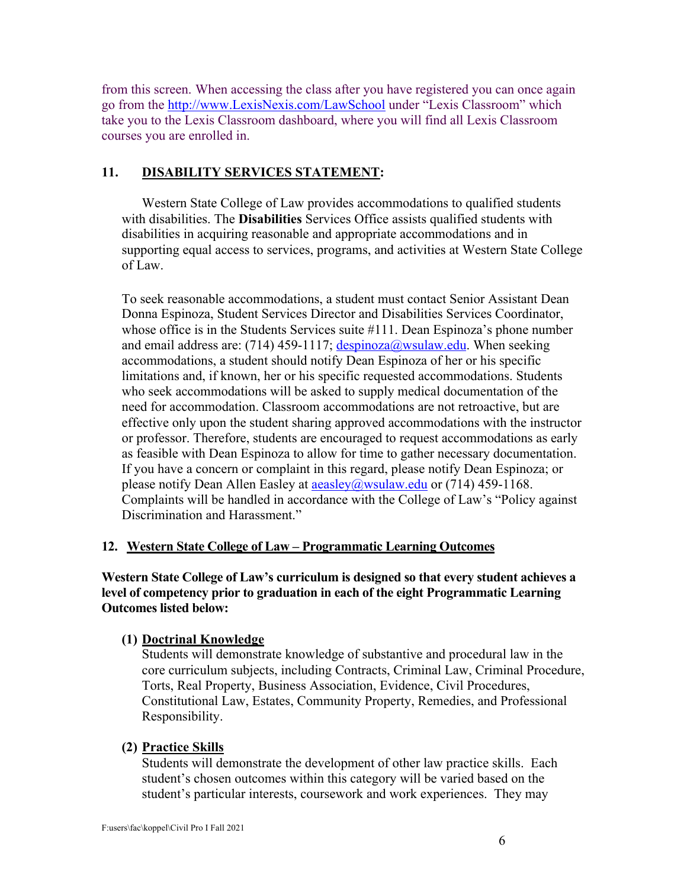from this screen. When accessing the class after you have registered you can once again go from the http://www.LexisNexis.com/LawSchool under "Lexis Classroom" which take you to the Lexis Classroom dashboard, where you will find all Lexis Classroom courses you are enrolled in.

## 11. DISABILITY SERVICES STATEMENT:

Western State College of Law provides accommodations to qualified students with disabilities. The **Disabilities** Services Office assists qualified students with disabilities in acquiring reasonable and appropriate accommodations and in supporting equal access to services, programs, and activities at Western State College of Law.

To seek reasonable accommodations, a student must contact Senior Assistant Dean Donna Espinoza, Student Services Director and Disabilities Services Coordinator, whose office is in the Students Services suite #111. Dean Espinoza's phone number and email address are: (714) 459-1117; despinoza@wsulaw.edu. When seeking accommodations, a student should notify Dean Espinoza of her or his specific limitations and, if known, her or his specific requested accommodations. Students who seek accommodations will be asked to supply medical documentation of the need for accommodation. Classroom accommodations are not retroactive, but are effective only upon the student sharing approved accommodations with the instructor or professor. Therefore, students are encouraged to request accommodations as early as feasible with Dean Espinoza to allow for time to gather necessary documentation. If you have a concern or complaint in this regard, please notify Dean Espinoza; or please notify Dean Allen Easley at aeasley@wsulaw.edu or (714) 459-1168. Complaints will be handled in accordance with the College of Law's "Policy against Discrimination and Harassment."

## 12. Western State College of Law – Programmatic Learning Outcomes

**Western State College of Law's curriculum is designed so that every student achieves a level of competency prior to graduation in each of the eight Programmatic Learning Outcomes listed below:**

**(1) Doctrinal Knowledge**
Students will demonstrate knowledge of substantive and procedural law in the core curriculum subjects, including Contracts, Criminal Law, Criminal Procedure, Torts, Real Property, Business Association, Evidence, Civil Procedures, Constitutional Law, Estates, Community Property, Remedies, and Professional Responsibility.

**(2) Practice Skills**
Students will demonstrate the development of other law practice skills. Each student's chosen outcomes within this category will be varied based on the student's particular interests, coursework and work experiences. They may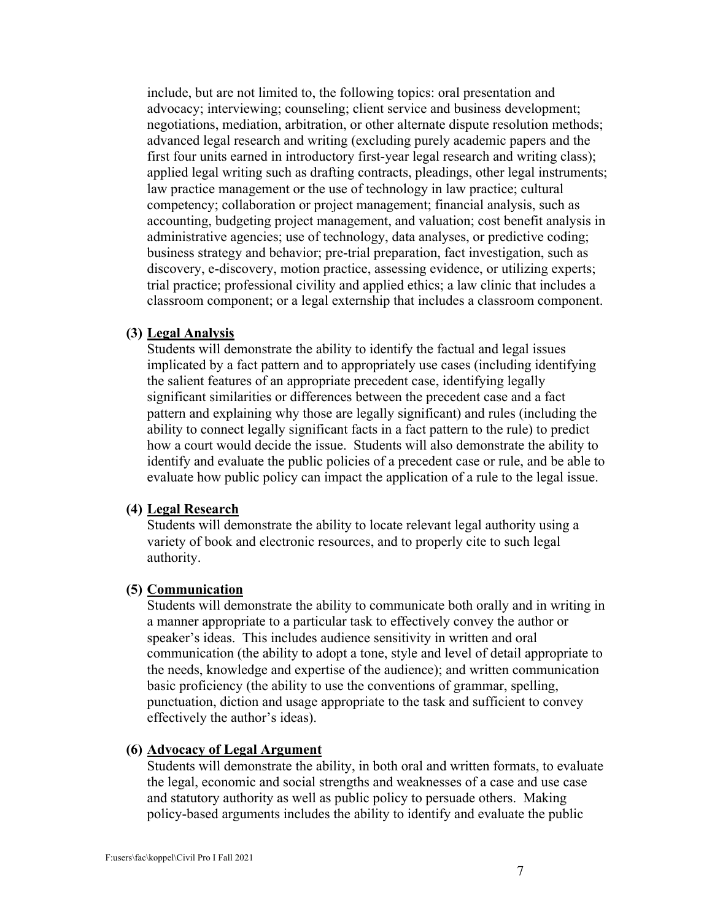include, but are not limited to, the following topics: oral presentation and advocacy; interviewing; counseling; client service and business development; negotiations, mediation, arbitration, or other alternate dispute resolution methods; advanced legal research and writing (excluding purely academic papers and the first four units earned in introductory first-year legal research and writing class); applied legal writing such as drafting contracts, pleadings, other legal instruments; law practice management or the use of technology in law practice; cultural competency; collaboration or project management; financial analysis, such as accounting, budgeting project management, and valuation; cost benefit analysis in administrative agencies; use of technology, data analyses, or predictive coding; business strategy and behavior; pre-trial preparation, fact investigation, such as discovery, e-discovery, motion practice, assessing evidence, or utilizing experts; trial practice; professional civility and applied ethics; a law clinic that includes a classroom component; or a legal externship that includes a classroom component.

**(3) Legal Analysis**

Students will demonstrate the ability to identify the factual and legal issues implicated by a fact pattern and to appropriately use cases (including identifying the salient features of an appropriate precedent case, identifying legally significant similarities or differences between the precedent case and a fact pattern and explaining why those are legally significant) and rules (including the ability to connect legally significant facts in a fact pattern to the rule) to predict how a court would decide the issue. Students will also demonstrate the ability to identify and evaluate the public policies of a precedent case or rule, and be able to evaluate how public policy can impact the application of a rule to the legal issue.

**(4) Legal Research**

Students will demonstrate the ability to locate relevant legal authority using a variety of book and electronic resources, and to properly cite to such legal authority.

**(5) Communication**

Students will demonstrate the ability to communicate both orally and in writing in a manner appropriate to a particular task to effectively convey the author or speaker's ideas. This includes audience sensitivity in written and oral communication (the ability to adopt a tone, style and level of detail appropriate to the needs, knowledge and expertise of the audience); and written communication basic proficiency (the ability to use the conventions of grammar, spelling, punctuation, diction and usage appropriate to the task and sufficient to convey effectively the author's ideas).

**(6) Advocacy of Legal Argument**

Students will demonstrate the ability, in both oral and written formats, to evaluate the legal, economic and social strengths and weaknesses of a case and use case and statutory authority as well as public policy to persuade others. Making policy-based arguments includes the ability to identify and evaluate the public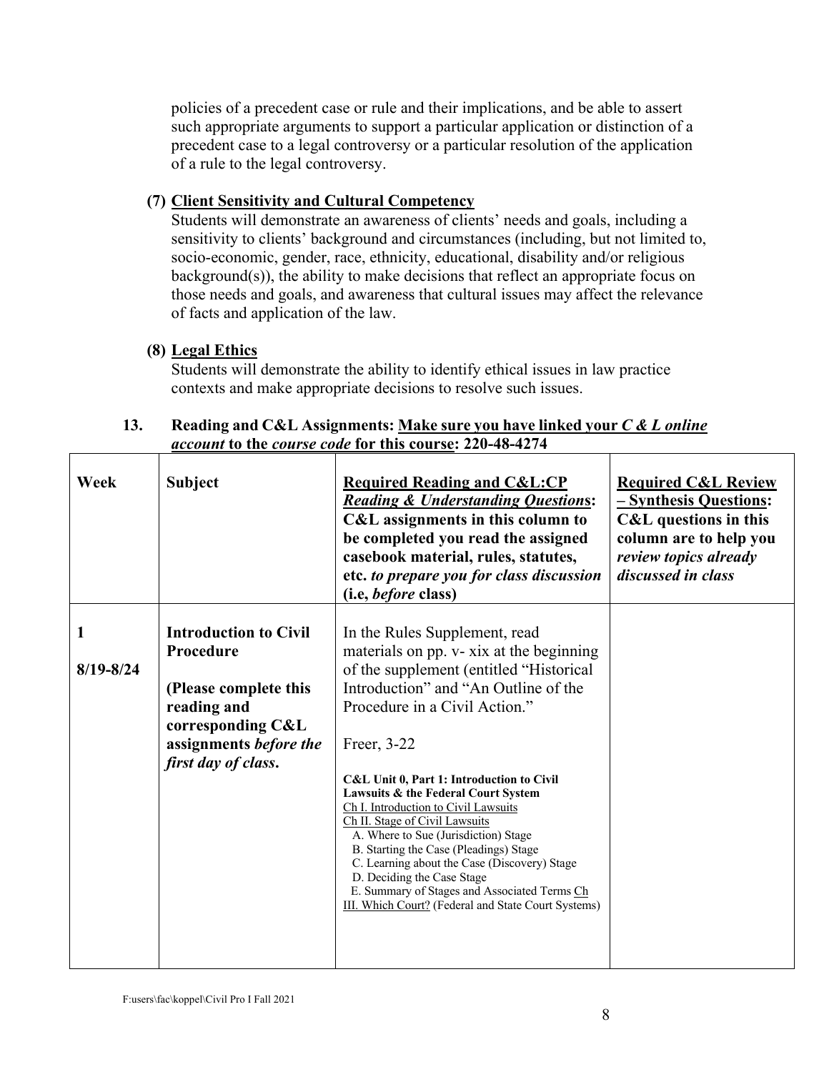policies of a precedent case or rule and their implications, and be able to assert such appropriate arguments to support a particular application or distinction of a precedent case to a legal controversy or a particular resolution of the application of a rule to the legal controversy.

**(7) Client Sensitivity and Cultural Competency**

Students will demonstrate an awareness of clients' needs and goals, including a sensitivity to clients' background and circumstances (including, but not limited to, socio-economic, gender, race, ethnicity, educational, disability and/or religious background(s)), the ability to make decisions that reflect an appropriate focus on those needs and goals, and awareness that cultural issues may affect the relevance of facts and application of the law.

**(8) Legal Ethics**

Students will demonstrate the ability to identify ethical issues in law practice contexts and make appropriate decisions to resolve such issues.

**13. Reading and C&L Assignments: Make sure you have linked your *C & L online account* to the *course code* for this course: 220-48-4274**

| Week | Subject | Required Reading and C&L:CP *Reading & Understanding Questions*: C&L assignments in this column to be completed you read the assigned casebook material, rules, statutes, etc. *to prepare you for class discussion* (i.e, *before* class) | Required C&L Review – Synthesis Questions: C&L questions in this column are to help you *review topics already discussed in class* |
|---|---|---|---|
| 1<br><br>8/19-8/24 | **Introduction to Civil Procedure**<br><br>**(Please complete this reading and corresponding C&L assignments *before the first day of class*.** | In the Rules Supplement, read materials on pp. v- xix at the beginning of the supplement (entitled "Historical Introduction" and "An Outline of the Procedure in a Civil Action."<br><br>Freer, 3-22<br><br>**C&L Unit 0, Part 1: Introduction to Civil Lawsuits & the Federal Court System**<br>Ch I. Introduction to Civil Lawsuits<br>Ch II. Stage of Civil Lawsuits<br>A. Where to Sue (Jurisdiction) Stage<br>B. Starting the Case (Pleadings) Stage<br>C. Learning about the Case (Discovery) Stage<br>D. Deciding the Case Stage<br>E. Summary of Stages and Associated Terms Ch III. Which Court? (Federal and State Court Systems) | |

F:users\fac\koppel\Civil Pro I Fall 2021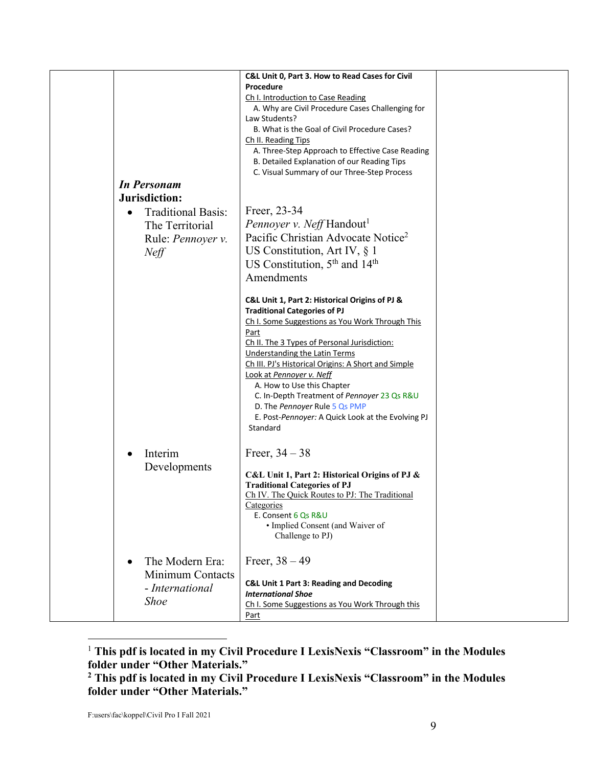| | | | |
|---|---|---|---|
| | | **C&L Unit 0, Part 3. How to Read Cases for Civil Procedure**<br>Ch I. Introduction to Case Reading<br>A. Why are Civil Procedure Cases Challenging for Law Students?<br>B. What is the Goal of Civil Procedure Cases?<br>Ch II. Reading Tips<br>A. Three-Step Approach to Effective Case Reading<br>B. Detailed Explanation of our Reading Tips<br>C. Visual Summary of our Three-Step Process | |
| | ***In Personam* Jurisdiction:**<br>• Traditional Basis: The Territorial Rule: *Pennoyer v. Neff* | Freer, 23-34<br>*Pennoyer v. Neff* Handout[1]<br>Pacific Christian Advocate Notice[2]<br>US Constitution, Art IV, § 1<br>US Constitution, 5th and 14th Amendments<br><br>**C&L Unit 1, Part 2: Historical Origins of PJ & Traditional Categories of PJ**<br>Ch I. Some Suggestions as You Work Through This Part<br>Ch II. The 3 Types of Personal Jurisdiction: Understanding the Latin Terms<br>Ch III. PJ's Historical Origins: A Short and Simple Look at *Pennoyer v. Neff*<br>A. How to Use this Chapter<br>C. In-Depth Treatment of *Pennoyer* 23 Qs R&U<br>D. The *Pennoyer* Rule 5 Qs PMP<br>E. Post-*Pennoyer:* A Quick Look at the Evolving PJ Standard | |
| | • Interim Developments | Freer, 34 – 38<br><br>**C&L Unit 1, Part 2: Historical Origins of PJ & Traditional Categories of PJ**<br>Ch IV. The Quick Routes to PJ: The Traditional Categories<br>E. Consent 6 Qs R&U<br>• Implied Consent (and Waiver of Challenge to PJ) | |
| | • The Modern Era: Minimum Contacts - *International Shoe* | Freer, 38 – 49<br><br>**C&L Unit 1 Part 3: Reading and Decoding *International Shoe***<br>Ch I. Some Suggestions as You Work Through this Part | |

[1] **This pdf is located in my Civil Procedure I LexisNexis "Classroom" in the Modules folder under "Other Materials."**

[2] **This pdf is located in my Civil Procedure I LexisNexis "Classroom" in the Modules folder under "Other Materials."**

F:users\fac\koppel\Civil Pro I Fall 2021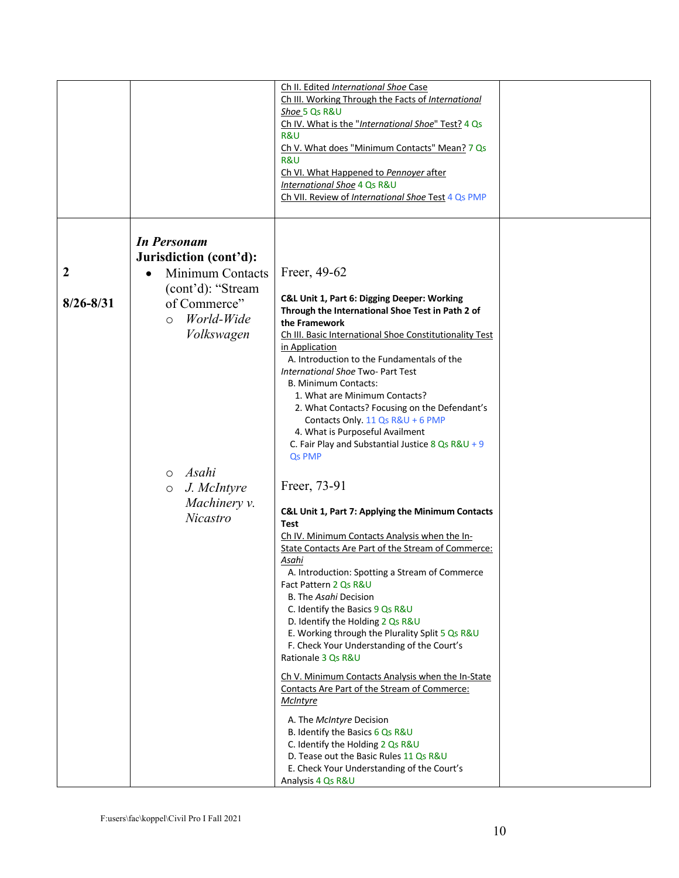| | | | |
|---|---|---|---|
| | | Ch II. Edited *International Shoe* Case<br>Ch III. Working Through the Facts of *International Shoe* 5 Qs R&U<br>Ch IV. What is the "*International Shoe*" Test? 4 Qs R&U<br>Ch V. What does "Minimum Contacts" Mean? 7 Qs R&U<br>Ch VI. What Happened to *Pennoyer* after *International Shoe* 4 Qs R&U<br>Ch VII. Review of *International Shoe* Test 4 Qs PMP | |
| **2**<br><br>**8/26-8/31** | ***In Personam* Jurisdiction (cont'd):**<br>• Minimum Contacts (cont'd): "Stream of Commerce"<br>  ○ *World-Wide Volkswagen*<br><br><br><br><br><br><br><br>  ○ *Asahi*<br>  ○ *J. McIntyre Machinery v. Nicastro* | Freer, 49-62<br><br>**C&L Unit 1, Part 6: Digging Deeper: Working Through the International Shoe Test in Path 2 of the Framework**<br>Ch III. Basic International Shoe Constitutionality Test in Application<br>A. Introduction to the Fundamentals of the *International Shoe* Two- Part Test<br>B. Minimum Contacts:<br>1. What are Minimum Contacts?<br>2. What Contacts? Focusing on the Defendant's Contacts Only. 11 Qs R&U + 6 PMP<br>4. What is Purposeful Availment<br>C. Fair Play and Substantial Justice 8 Qs R&U + 9 Qs PMP<br><br>Freer, 73-91<br><br>**C&L Unit 1, Part 7: Applying the Minimum Contacts Test**<br>Ch IV. Minimum Contacts Analysis when the In-State Contacts Are Part of the Stream of Commerce: *Asahi*<br>A. Introduction: Spotting a Stream of Commerce Fact Pattern 2 Qs R&U<br>B. The *Asahi* Decision<br>C. Identify the Basics 9 Qs R&U<br>D. Identify the Holding 2 Qs R&U<br>E. Working through the Plurality Split 5 Qs R&U<br>F. Check Your Understanding of the Court's Rationale 3 Qs R&U<br><br>Ch V. Minimum Contacts Analysis when the In-State Contacts Are Part of the Stream of Commerce: *McIntyre*<br>A. The *McIntyre* Decision<br>B. Identify the Basics 6 Qs R&U<br>C. Identify the Holding 2 Qs R&U<br>D. Tease out the Basic Rules 11 Qs R&U<br>E. Check Your Understanding of the Court's Analysis 4 Qs R&U | |

F:users\fac\koppel\Civil Pro I Fall 2021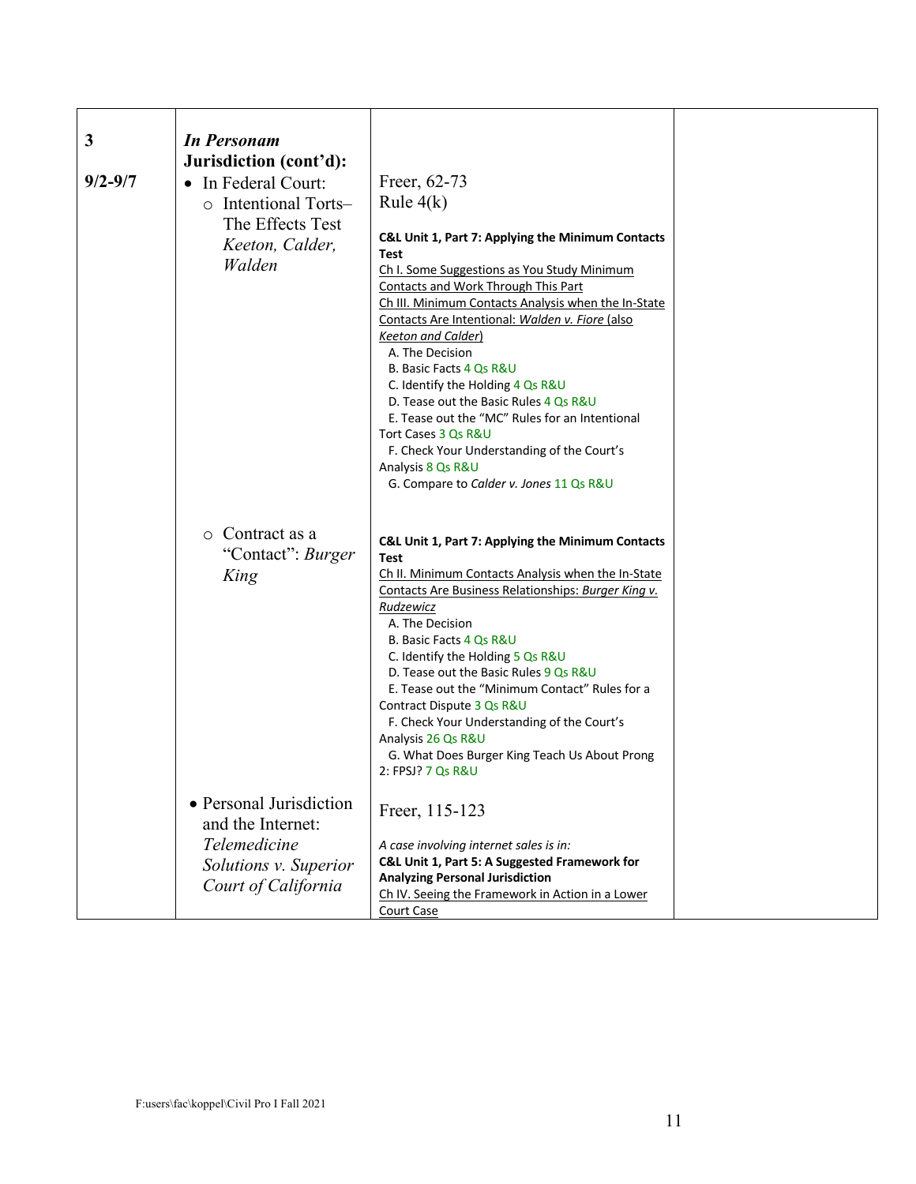| | | | |
|---|---|---|---|
| **3**<br><br>**9/2-9/7** | ***In Personam* Jurisdiction (cont'd):**<br>• In Federal Court:<br>  ○ Intentional Torts– The Effects Test *Keeton, Calder, Walden* | Freer, 62-73<br>Rule 4(k)<br><br>**C&L Unit 1, Part 7: Applying the Minimum Contacts Test**<br>Ch I. Some Suggestions as You Study Minimum Contacts and Work Through This Part<br>Ch III. Minimum Contacts Analysis when the In-State Contacts Are Intentional: *Walden v. Fiore* (also *Keeton and Calder*)<br>A. The Decision<br>B. Basic Facts 4 Qs R&U<br>C. Identify the Holding 4 Qs R&U<br>D. Tease out the Basic Rules 4 Qs R&U<br>E. Tease out the "MC" Rules for an Intentional Tort Cases 3 Qs R&U<br>F. Check Your Understanding of the Court's Analysis 8 Qs R&U<br>G. Compare to *Calder v. Jones* 11 Qs R&U | |
| | ○ Contract as a "Contact": *Burger King* | **C&L Unit 1, Part 7: Applying the Minimum Contacts Test**<br>Ch II. Minimum Contacts Analysis when the In-State Contacts Are Business Relationships: *Burger King v. Rudzewicz*<br>A. The Decision<br>B. Basic Facts 4 Qs R&U<br>C. Identify the Holding 5 Qs R&U<br>D. Tease out the Basic Rules 9 Qs R&U<br>E. Tease out the "Minimum Contact" Rules for a Contract Dispute 3 Qs R&U<br>F. Check Your Understanding of the Court's Analysis 26 Qs R&U<br>G. What Does Burger King Teach Us About Prong 2: FPSJ? 7 Qs R&U | |
| | • Personal Jurisdiction and the Internet: *Telemedicine Solutions v. Superior Court of California* | Freer, 115-123<br><br>*A case involving internet sales is in:*<br>**C&L Unit 1, Part 5: A Suggested Framework for Analyzing Personal Jurisdiction**<br>Ch IV. Seeing the Framework in Action in a Lower Court Case | |

F:users\fac\koppel\Civil Pro I Fall 2021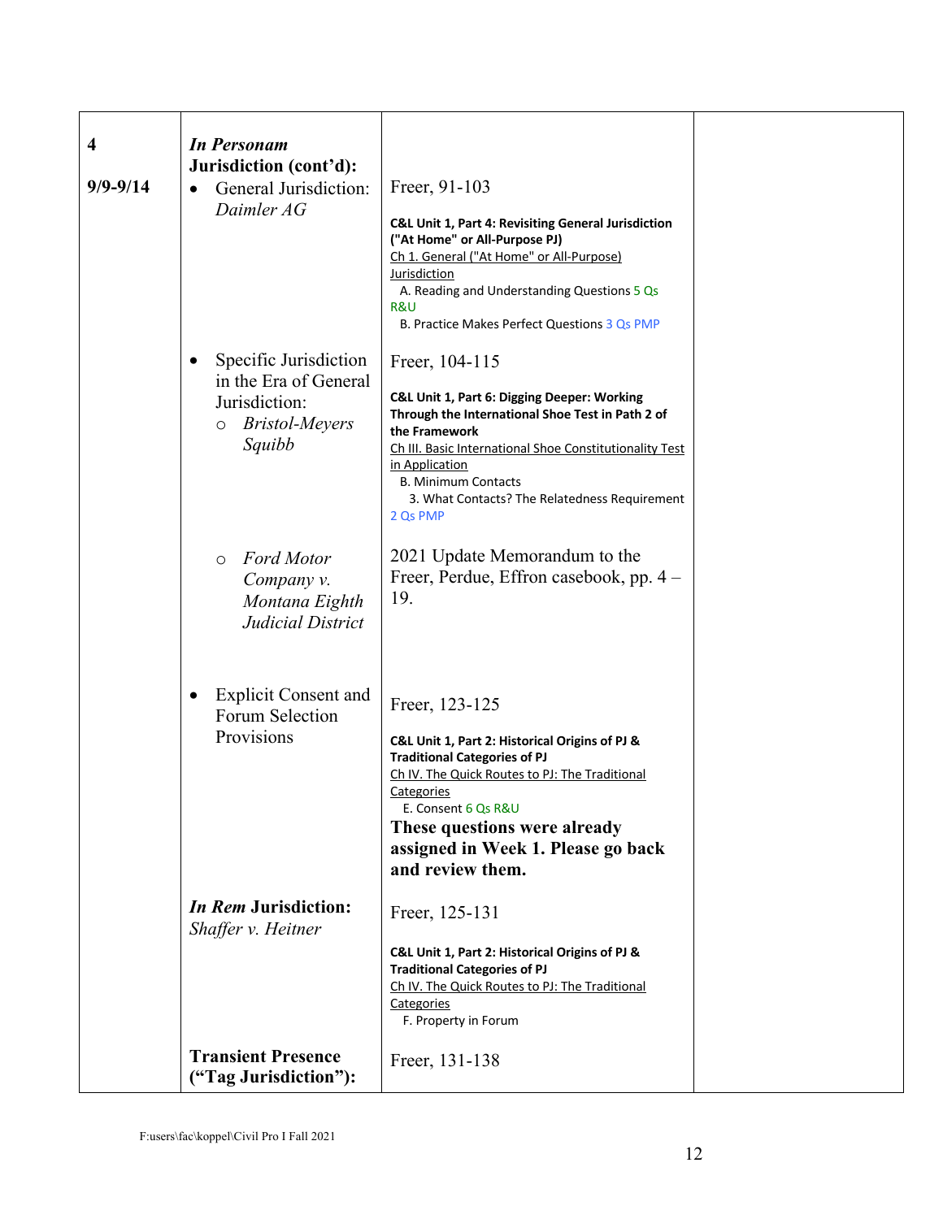| | | | |
|---|---|---|---|
| **4**<br><br>**9/9-9/14** | ***In Personam* Jurisdiction (cont'd):**<br>• General Jurisdiction: *Daimler AG* | Freer, 91-103<br><br>**C&L Unit 1, Part 4: Revisiting General Jurisdiction ("At Home" or All-Purpose PJ)**<br>Ch 1. General ("At Home" or All-Purpose) Jurisdiction<br>A. Reading and Understanding Questions 5 Qs R&U<br>B. Practice Makes Perfect Questions 3 Qs PMP | |
| | • Specific Jurisdiction in the Era of General Jurisdiction:<br>○ *Bristol-Meyers Squibb* | Freer, 104-115<br><br>**C&L Unit 1, Part 6: Digging Deeper: Working Through the International Shoe Test in Path 2 of the Framework**<br>Ch III. Basic International Shoe Constitutionality Test in Application<br>B. Minimum Contacts<br>3. What Contacts? The Relatedness Requirement 2 Qs PMP | |
| | ○ *Ford Motor Company v. Montana Eighth Judicial District* | 2021 Update Memorandum to the Freer, Perdue, Effron casebook, pp. 4 – 19. | |
| | • Explicit Consent and Forum Selection Provisions | Freer, 123-125<br><br>**C&L Unit 1, Part 2: Historical Origins of PJ & Traditional Categories of PJ**<br>Ch IV. The Quick Routes to PJ: The Traditional Categories<br>E. Consent 6 Qs R&U<br>**These questions were already assigned in Week 1. Please go back and review them.** | |
| | ***In Rem* Jurisdiction:** *Shaffer v. Heitner* | Freer, 125-131<br><br>**C&L Unit 1, Part 2: Historical Origins of PJ & Traditional Categories of PJ**<br>Ch IV. The Quick Routes to PJ: The Traditional Categories<br>F. Property in Forum | |
| | **Transient Presence ("Tag Jurisdiction"):** | Freer, 131-138 | |

F:users\fac\koppel\Civil Pro I Fall 2021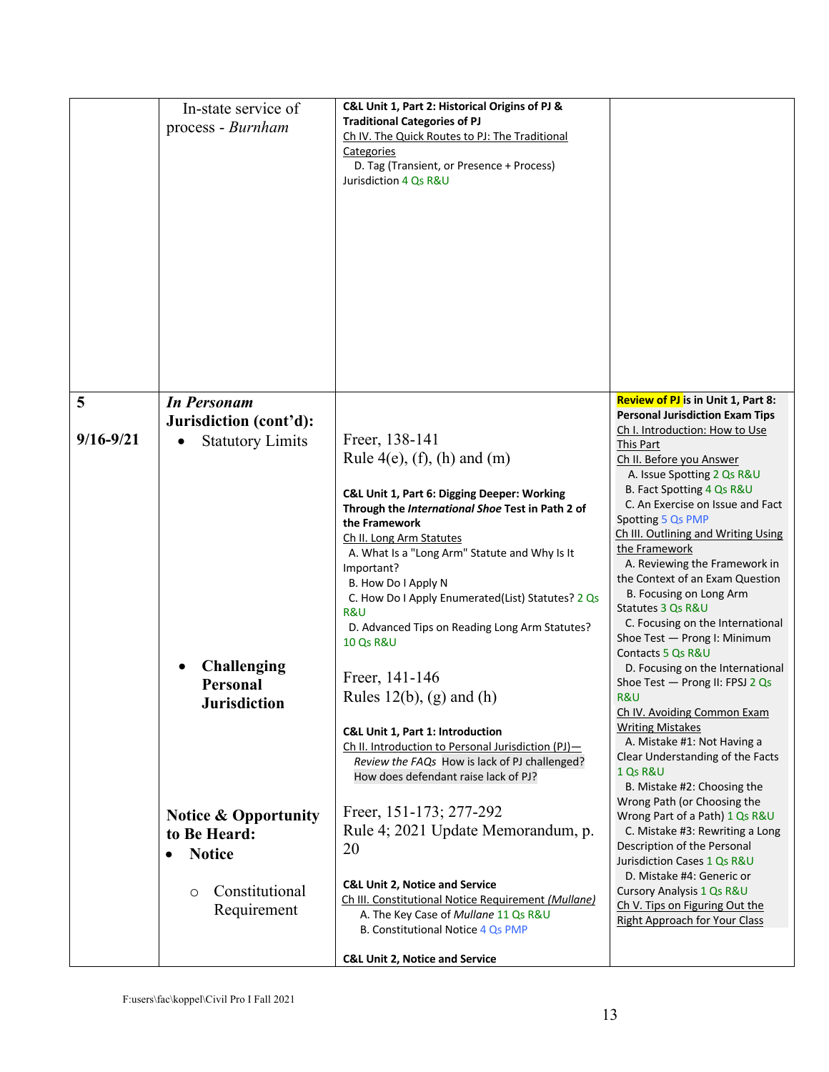| | | | |
|---|---|---|---|
| | In-state service of process - *Burnham* | **C&L Unit 1, Part 2: Historical Origins of PJ & Traditional Categories of PJ**<br>Ch IV. The Quick Routes to PJ: The Traditional Categories<br>D. Tag (Transient, or Presence + Process) Jurisdiction 4 Qs R&U | |
| **5**<br><br>**9/16-9/21** | ***In Personam* Jurisdiction (cont'd):**<br>• Statutory Limits<br><br>• **Challenging Personal Jurisdiction**<br><br>**Notice & Opportunity to Be Heard:**<br>• **Notice**<br>○ Constitutional Requirement | Freer, 138-141<br>Rule 4(e), (f), (h) and (m)<br><br>**C&L Unit 1, Part 6: Digging Deeper: Working Through the *International Shoe* Test in Path 2 of the Framework**<br>Ch II. Long Arm Statutes<br>A. What Is a "Long Arm" Statute and Why Is It Important?<br>B. How Do I Apply N<br>C. How Do I Apply Enumerated(List) Statutes? 2 Qs R&U<br>D. Advanced Tips on Reading Long Arm Statutes? 10 Qs R&U<br><br>Freer, 141-146<br>Rules 12(b), (g) and (h)<br><br>**C&L Unit 1, Part 1: Introduction**<br>Ch II. Introduction to Personal Jurisdiction (PJ)—<br>*Review the FAQs* How is lack of PJ challenged? How does defendant raise lack of PJ?<br><br>Freer, 151-173; 277-292<br>Rule 4; 2021 Update Memorandum, p. 20<br><br>**C&L Unit 2, Notice and Service**<br>Ch III. Constitutional Notice Requirement *(Mullane)*<br>A. The Key Case of *Mullane* 11 Qs R&U<br>B. Constitutional Notice 4 Qs PMP<br><br>**C&L Unit 2, Notice and Service** | **Review of PJ is in Unit 1, Part 8: Personal Jurisdiction Exam Tips**<br>Ch I. Introduction: How to Use This Part<br>Ch II. Before you Answer<br>A. Issue Spotting 2 Qs R&U<br>B. Fact Spotting 4 Qs R&U<br>C. An Exercise on Issue and Fact Spotting 5 Qs PMP<br>Ch III. Outlining and Writing Using the Framework<br>A. Reviewing the Framework in the Context of an Exam Question<br>B. Focusing on Long Arm Statutes 3 Qs R&U<br>C. Focusing on the International Shoe Test — Prong I: Minimum Contacts 5 Qs R&U<br>D. Focusing on the International Shoe Test — Prong II: FPSJ 2 Qs R&U<br>Ch IV. Avoiding Common Exam Writing Mistakes<br>A. Mistake #1: Not Having a Clear Understanding of the Facts 1 Qs R&U<br>B. Mistake #2: Choosing the Wrong Path (or Choosing the Wrong Part of a Path) 1 Qs R&U<br>C. Mistake #3: Rewriting a Long Description of the Personal Jurisdiction Cases 1 Qs R&U<br>D. Mistake #4: Generic or Cursory Analysis 1 Qs R&U<br>Ch V. Tips on Figuring Out the Right Approach for Your Class |

F:users\fac\koppel\Civil Pro I Fall 2021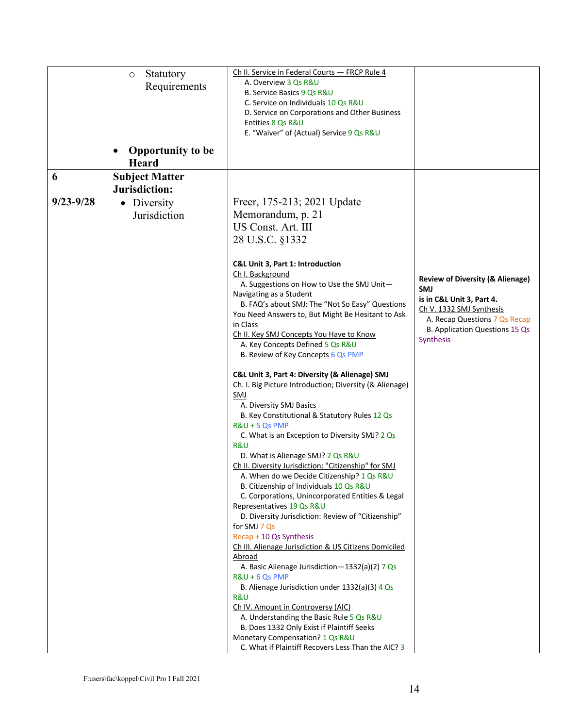| | | | |
|---|---|---|---|
| | ○ Statutory Requirements<br><br>• **Opportunity to be Heard** | Ch II. Service in Federal Courts — FRCP Rule 4<br>A. Overview 3 Qs R&U<br>B. Service Basics 9 Qs R&U<br>C. Service on Individuals 10 Qs R&U<br>D. Service on Corporations and Other Business Entities 8 Qs R&U<br>E. "Waiver" of (Actual) Service 9 Qs R&U | |
| **6**<br><br>**9/23-9/28** | **Subject Matter Jurisdiction:**<br>• Diversity Jurisdiction | Freer, 175-213; 2021 Update Memorandum, p. 21<br>US Const. Art. III<br>28 U.S.C. §1332<br><br>**C&L Unit 3, Part 1: Introduction**<br>Ch I. Background<br>A. Suggestions on How to Use the SMJ Unit—Navigating as a Student<br>B. FAQ's about SMJ: The "Not So Easy" Questions You Need Answers to, But Might Be Hesitant to Ask in Class<br>Ch II. Key SMJ Concepts You Have to Know<br>A. Key Concepts Defined 5 Qs R&U<br>B. Review of Key Concepts 6 Qs PMP<br><br>**C&L Unit 3, Part 4: Diversity (& Alienage) SMJ**<br>Ch. I. Big Picture Introduction; Diversity (& Alienage) SMJ<br>A. Diversity SMJ Basics<br>B. Key Constitutional & Statutory Rules 12 Qs R&U + 5 Qs PMP<br>C. What is an Exception to Diversity SMJ? 2 Qs R&U<br>D. What is Alienage SMJ? 2 Qs R&U<br>Ch II. Diversity Jurisdiction: "Citizenship" for SMJ<br>A. When do we Decide Citizenship? 1 Qs R&U<br>B. Citizenship of Individuals 10 Qs R&U<br>C. Corporations, Unincorporated Entities & Legal Representatives 19 Qs R&U<br>D. Diversity Jurisdiction: Review of "Citizenship" for SMJ 7 Qs Recap + 10 Qs Synthesis<br>Ch III. Alienage Jurisdiction & US Citizens Domiciled Abroad<br>A. Basic Alienage Jurisdiction—1332(a)(2) 7 Qs R&U + 6 Qs PMP<br>B. Alienage Jurisdiction under 1332(a)(3) 4 Qs R&U<br>Ch IV. Amount in Controversy (AIC)<br>A. Understanding the Basic Rule 5 Qs R&U<br>B. Does 1332 Only Exist if Plaintiff Seeks Monetary Compensation? 1 Qs R&U<br>C. What if Plaintiff Recovers Less Than the AIC? 3 | **Review of Diversity (& Alienage) SMJ is in C&L Unit 3, Part 4.**<br>Ch V. 1332 SMJ Synthesis<br>A. Recap Questions 7 Qs Recap<br>B. Application Questions 15 Qs Synthesis |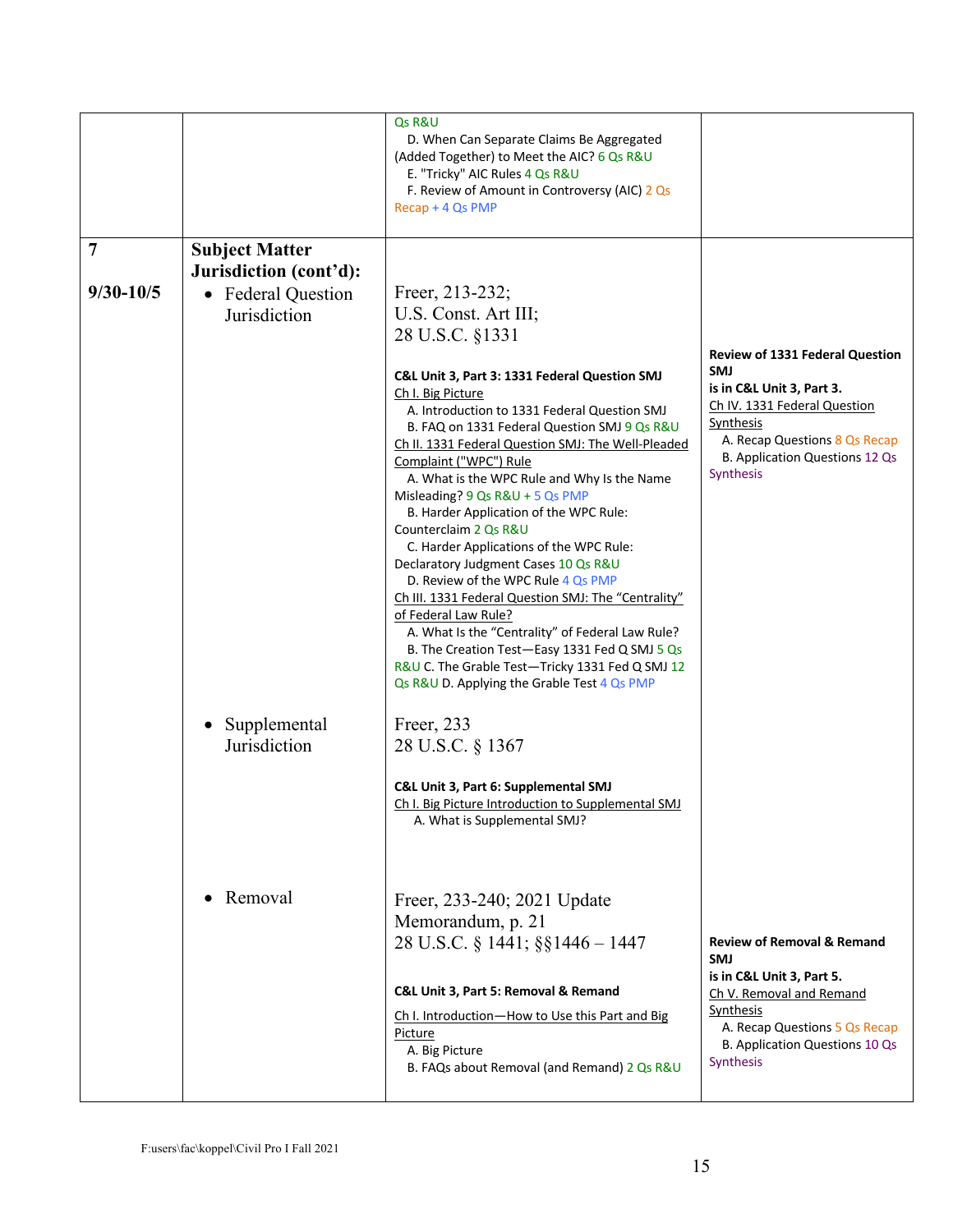| | | | |
|---|---|---|---|
| | | Qs R&U<br>D. When Can Separate Claims Be Aggregated (Added Together) to Meet the AIC? 6 Qs R&U<br>E. "Tricky" AIC Rules 4 Qs R&U<br>F. Review of Amount in Controversy (AIC) 2 Qs Recap + 4 Qs PMP | |
| 7<br><br>9/30-10/5 | **Subject Matter Jurisdiction (cont'd):**<br>• Federal Question Jurisdiction | Freer, 213-232;<br>U.S. Const. Art III;<br>28 U.S.C. §1331<br><br>**C&L Unit 3, Part 3: 1331 Federal Question SMJ**<br>Ch I. Big Picture<br>A. Introduction to 1331 Federal Question SMJ<br>B. FAQ on 1331 Federal Question SMJ 9 Qs R&U<br>Ch II. 1331 Federal Question SMJ: The Well-Pleaded Complaint ("WPC") Rule<br>A. What is the WPC Rule and Why Is the Name Misleading? 9 Qs R&U + 5 Qs PMP<br>B. Harder Application of the WPC Rule: Counterclaim 2 Qs R&U<br>C. Harder Applications of the WPC Rule: Declaratory Judgment Cases 10 Qs R&U<br>D. Review of the WPC Rule 4 Qs PMP<br>Ch III. 1331 Federal Question SMJ: The "Centrality" of Federal Law Rule?<br>A. What Is the "Centrality" of Federal Law Rule?<br>B. The Creation Test—Easy 1331 Fed Q SMJ 5 Qs R&U C. The Grable Test—Tricky 1331 Fed Q SMJ 12 Qs R&U D. Applying the Grable Test 4 Qs PMP | **Review of 1331 Federal Question SMJ is in C&L Unit 3, Part 3.**<br>Ch IV. 1331 Federal Question Synthesis<br>A. Recap Questions 8 Qs Recap<br>B. Application Questions 12 Qs Synthesis |
| | • Supplemental Jurisdiction | Freer, 233<br>28 U.S.C. § 1367<br><br>**C&L Unit 3, Part 6: Supplemental SMJ**<br>Ch I. Big Picture Introduction to Supplemental SMJ<br>A. What is Supplemental SMJ? | |
| | • Removal | Freer, 233-240; 2021 Update Memorandum, p. 21<br>28 U.S.C. § 1441; §§1446 – 1447<br><br>**C&L Unit 3, Part 5: Removal & Remand**<br>Ch I. Introduction—How to Use this Part and Big Picture<br>A. Big Picture<br>B. FAQs about Removal (and Remand) 2 Qs R&U | **Review of Removal & Remand SMJ is in C&L Unit 3, Part 5.**<br>Ch V. Removal and Remand Synthesis<br>A. Recap Questions 5 Qs Recap<br>B. Application Questions 10 Qs Synthesis |

F:users\fac\koppel\Civil Pro I Fall 2021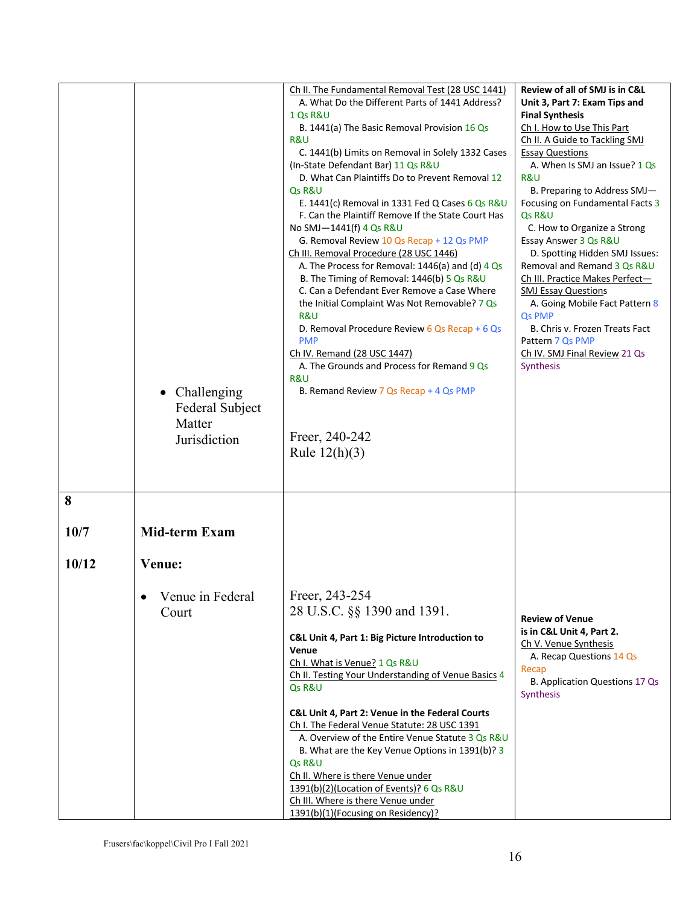| | | | |
|---|---|---|---|
| | • Challenging Federal Subject Matter Jurisdiction | Ch II. The Fundamental Removal Test (28 USC 1441)<br>A. What Do the Different Parts of 1441 Address? 1 Qs R&U<br>B. 1441(a) The Basic Removal Provision 16 Qs R&U<br>C. 1441(b) Limits on Removal in Solely 1332 Cases (In-State Defendant Bar) 11 Qs R&U<br>D. What Can Plaintiffs Do to Prevent Removal 12 Qs R&U<br>E. 1441(c) Removal in 1331 Fed Q Cases 6 Qs R&U<br>F. Can the Plaintiff Remove If the State Court Has No SMJ—1441(f) 4 Qs R&U<br>G. Removal Review 10 Qs Recap + 12 Qs PMP<br>Ch III. Removal Procedure (28 USC 1446)<br>A. The Process for Removal: 1446(a) and (d) 4 Qs R&U<br>B. The Timing of Removal: 1446(b) 5 Qs R&U<br>C. Can a Defendant Ever Remove a Case Where the Initial Complaint Was Not Removable? 7 Qs R&U<br>D. Removal Procedure Review 6 Qs Recap + 6 Qs PMP<br>Ch IV. Remand (28 USC 1447)<br>A. The Grounds and Process for Remand 9 Qs R&U<br>B. Remand Review 7 Qs Recap + 4 Qs PMP<br><br>Freer, 240-242<br>Rule 12(h)(3) | **Review of all of SMJ is in C&L Unit 3, Part 7: Exam Tips and Final Synthesis**<br>Ch I. How to Use This Part<br>Ch II. A Guide to Tackling SMJ Essay Questions<br>A. When Is SMJ an Issue? 1 Qs R&U<br>B. Preparing to Address SMJ—Focusing on Fundamental Facts 3 Qs R&U<br>C. How to Organize a Strong Essay Answer 3 Qs R&U<br>D. Spotting Hidden SMJ Issues: Removal and Remand 3 Qs R&U<br>Ch III. Practice Makes Perfect—SMJ Essay Questions<br>A. Going Mobile Fact Pattern 8 Qs PMP<br>B. Chris v. Frozen Treats Fact Pattern 7 Qs PMP<br>Ch IV. SMJ Final Review 21 Qs Synthesis |
| **8**<br><br>**10/7**<br><br>**10/12** | **Mid-term Exam**<br><br>**Venue:**<br><br>• Venue in Federal Court | Freer, 243-254<br>28 U.S.C. §§ 1390 and 1391.<br><br>**C&L Unit 4, Part 1: Big Picture Introduction to Venue**<br>Ch I. What is Venue? 1 Qs R&U<br>Ch II. Testing Your Understanding of Venue Basics 4 Qs R&U<br><br>**C&L Unit 4, Part 2: Venue in the Federal Courts**<br>Ch I. The Federal Venue Statute: 28 USC 1391<br>A. Overview of the Entire Venue Statute 3 Qs R&U<br>B. What are the Key Venue Options in 1391(b)? 3 Qs R&U<br>Ch II. Where is there Venue under 1391(b)(2)(Location of Events)? 6 Qs R&U<br>Ch III. Where is there Venue under 1391(b)(1)(Focusing on Residency)? | **Review of Venue is in C&L Unit 4, Part 2.**<br>Ch V. Venue Synthesis<br>A. Recap Questions 14 Qs Recap<br>B. Application Questions 17 Qs Synthesis |

F:users\fac\koppel\Civil Pro I Fall 2021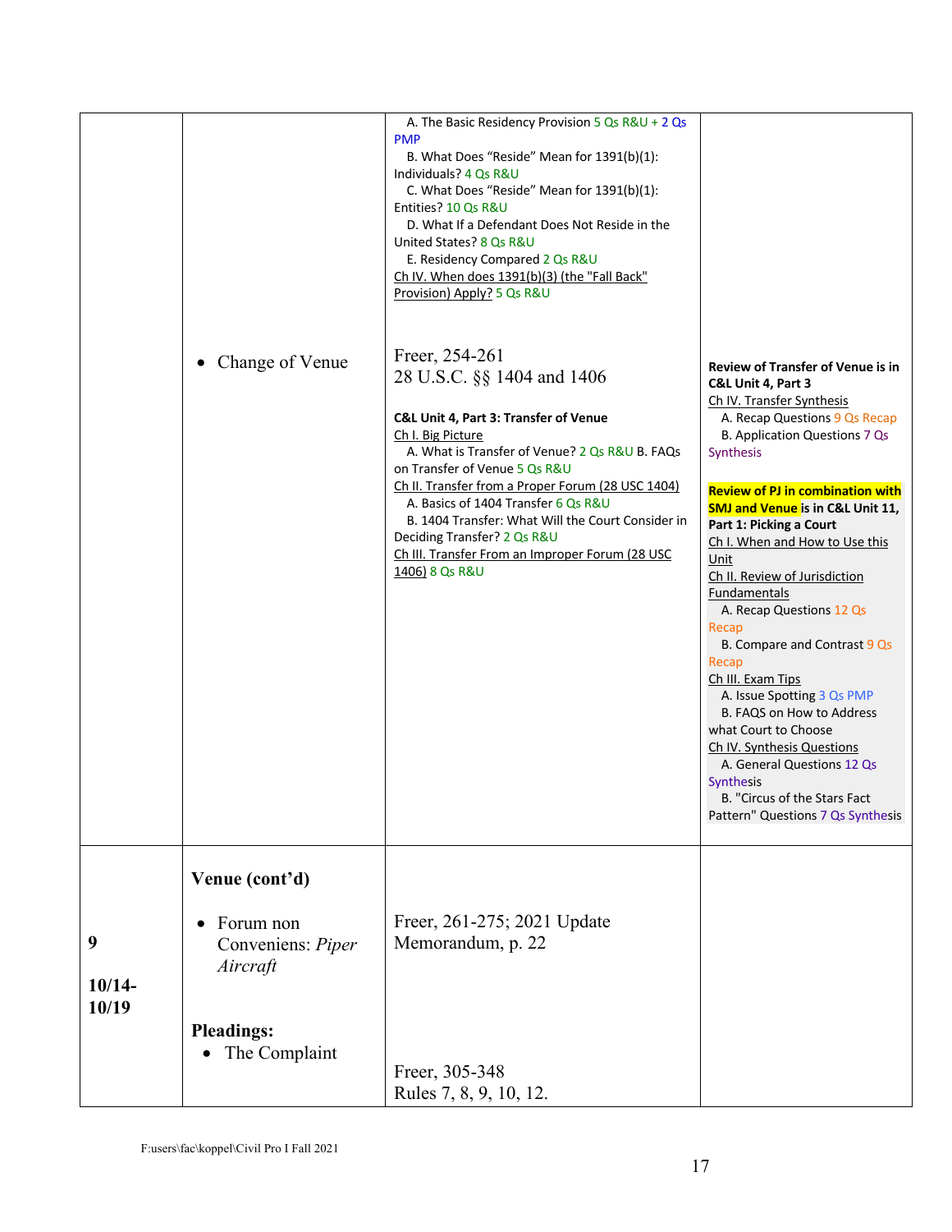| | | | |
|---|---|---|---|
| | | A. The Basic Residency Provision 5 Qs R&U + 2 Qs PMP<br>B. What Does "Reside" Mean for 1391(b)(1): Individuals? 4 Qs R&U<br>C. What Does "Reside" Mean for 1391(b)(1): Entities? 10 Qs R&U<br>D. What If a Defendant Does Not Reside in the United States? 8 Qs R&U<br>E. Residency Compared 2 Qs R&U<br>Ch IV. When does 1391(b)(3) (the "Fall Back" Provision) Apply? 5 Qs R&U | |
| | • Change of Venue | Freer, 254-261<br>28 U.S.C. §§ 1404 and 1406<br><br>**C&L Unit 4, Part 3: Transfer of Venue**<br>Ch I. Big Picture<br>A. What is Transfer of Venue? 2 Qs R&U B. FAQs on Transfer of Venue 5 Qs R&U<br>Ch II. Transfer from a Proper Forum (28 USC 1404)<br>A. Basics of 1404 Transfer 6 Qs R&U<br>B. 1404 Transfer: What Will the Court Consider in Deciding Transfer? 2 Qs R&U<br>Ch III. Transfer From an Improper Forum (28 USC 1406) 8 Qs R&U | **Review of Transfer of Venue is in C&L Unit 4, Part 3**<br>Ch IV. Transfer Synthesis<br>A. Recap Questions 9 Qs Recap<br>B. Application Questions 7 Qs Synthesis<br><br>**Review of PJ in combination with SMJ and Venue is in C&L Unit 11, Part 1: Picking a Court**<br>Ch I. When and How to Use this Unit<br>Ch II. Review of Jurisdiction Fundamentals<br>A. Recap Questions 12 Qs Recap<br>B. Compare and Contrast 9 Qs Recap<br>Ch III. Exam Tips<br>A. Issue Spotting 3 Qs PMP<br>B. FAQS on How to Address what Court to Choose<br>Ch IV. Synthesis Questions<br>A. General Questions 12 Qs Synthesis<br>B. "Circus of the Stars Fact Pattern" Questions 7 Qs Synthesis |
| **9**<br><br>**10/14-10/19** | **Venue (cont'd)**<br><br>• Forum non Conveniens: *Piper Aircraft*<br><br>**Pleadings:**<br>• The Complaint | Freer, 261-275; 2021 Update Memorandum, p. 22<br><br>Freer, 305-348<br>Rules 7, 8, 9, 10, 12. | |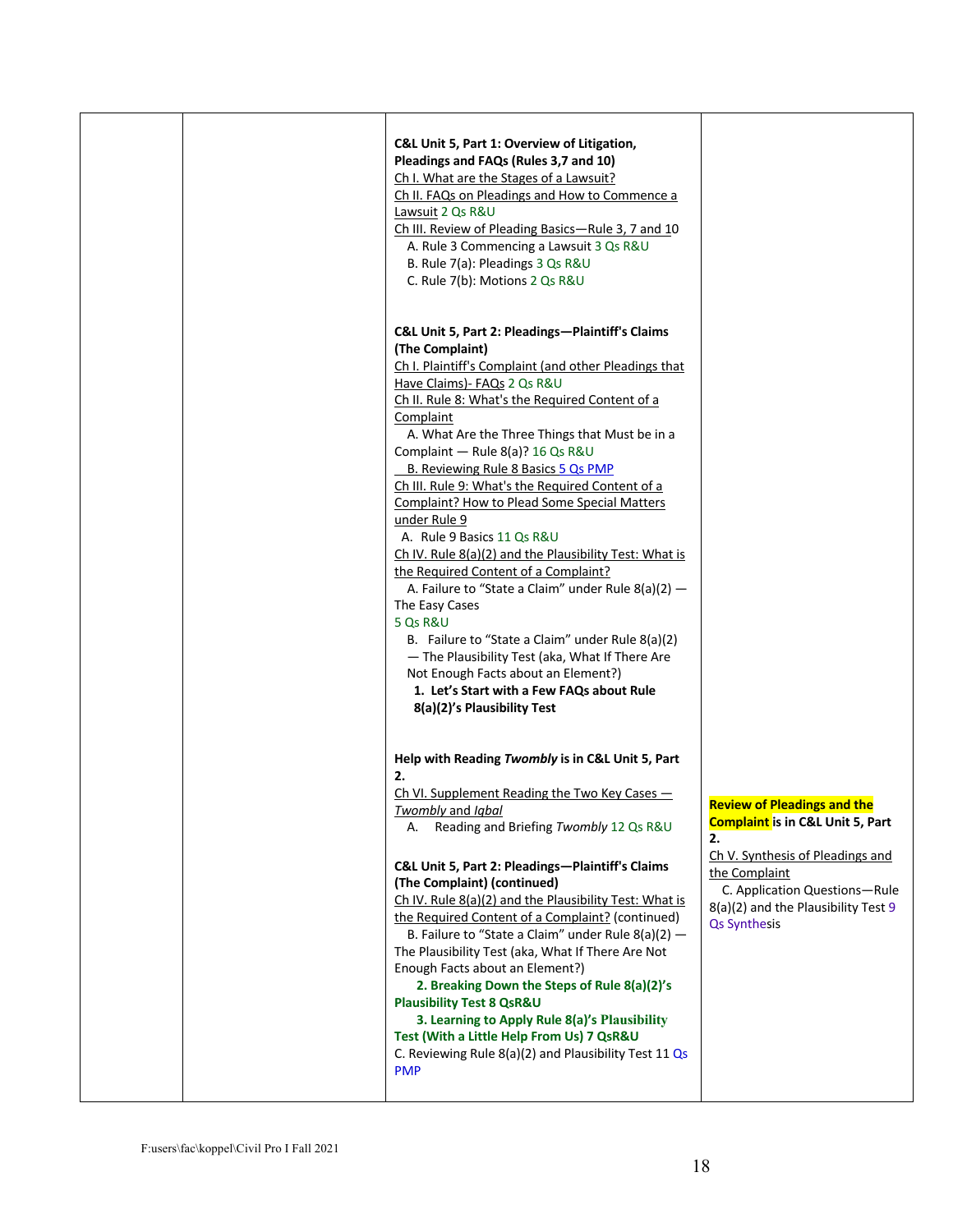| | | | |
|---|---|---|---|
| | | **C&L Unit 5, Part 1: Overview of Litigation, Pleadings and FAQs (Rules 3,7 and 10)**<br>Ch I. What are the Stages of a Lawsuit?<br>Ch II. FAQs on Pleadings and How to Commence a Lawsuit 2 Qs R&U<br>Ch III. Review of Pleading Basics—Rule 3, 7 and 10<br>A. Rule 3 Commencing a Lawsuit 3 Qs R&U<br>B. Rule 7(a): Pleadings 3 Qs R&U<br>C. Rule 7(b): Motions 2 Qs R&U<br><br>**C&L Unit 5, Part 2: Pleadings—Plaintiff's Claims (The Complaint)**<br>Ch I. Plaintiff's Complaint (and other Pleadings that Have Claims)- FAQs 2 Qs R&U<br>Ch II. Rule 8: What's the Required Content of a Complaint<br>A. What Are the Three Things that Must be in a Complaint — Rule 8(a)? 16 Qs R&U<br>B. Reviewing Rule 8 Basics 5 Qs PMP<br>Ch III. Rule 9: What's the Required Content of a Complaint? How to Plead Some Special Matters under Rule 9<br>A. Rule 9 Basics 11 Qs R&U<br>Ch IV. Rule 8(a)(2) and the Plausibility Test: What is the Required Content of a Complaint?<br>A. Failure to "State a Claim" under Rule 8(a)(2) — The Easy Cases<br>5 Qs R&U<br>B. Failure to "State a Claim" under Rule 8(a)(2) — The Plausibility Test (aka, What If There Are Not Enough Facts about an Element?)<br>**1. Let's Start with a Few FAQs about Rule 8(a)(2)'s Plausibility Test**<br><br>**Help with Reading *Twombly* is in C&L Unit 5, Part 2.**<br>Ch VI. Supplement Reading the Two Key Cases — *Twombly* and *Iqbal*<br>A. Reading and Briefing *Twombly* 12 Qs R&U<br><br>**C&L Unit 5, Part 2: Pleadings—Plaintiff's Claims (The Complaint) (continued)**<br>Ch IV. Rule 8(a)(2) and the Plausibility Test: What is the Required Content of a Complaint? (continued)<br>B. Failure to "State a Claim" under Rule 8(a)(2) — The Plausibility Test (aka, What If There Are Not Enough Facts about an Element?)<br>**2. Breaking Down the Steps of Rule 8(a)(2)'s Plausibility Test 8 QsR&U**<br>**3. Learning to Apply Rule 8(a)'s Plausibility Test (With a Little Help From Us) 7 QsR&U**<br>C. Reviewing Rule 8(a)(2) and Plausibility Test 11 Qs PMP | **Review of Pleadings and the Complaint is in C&L Unit 5, Part 2.**<br>Ch V. Synthesis of Pleadings and the Complaint<br>C. Application Questions—Rule 8(a)(2) and the Plausibility Test 9 Qs Synthesis |

F:users\fac\koppel\Civil Pro I Fall 2021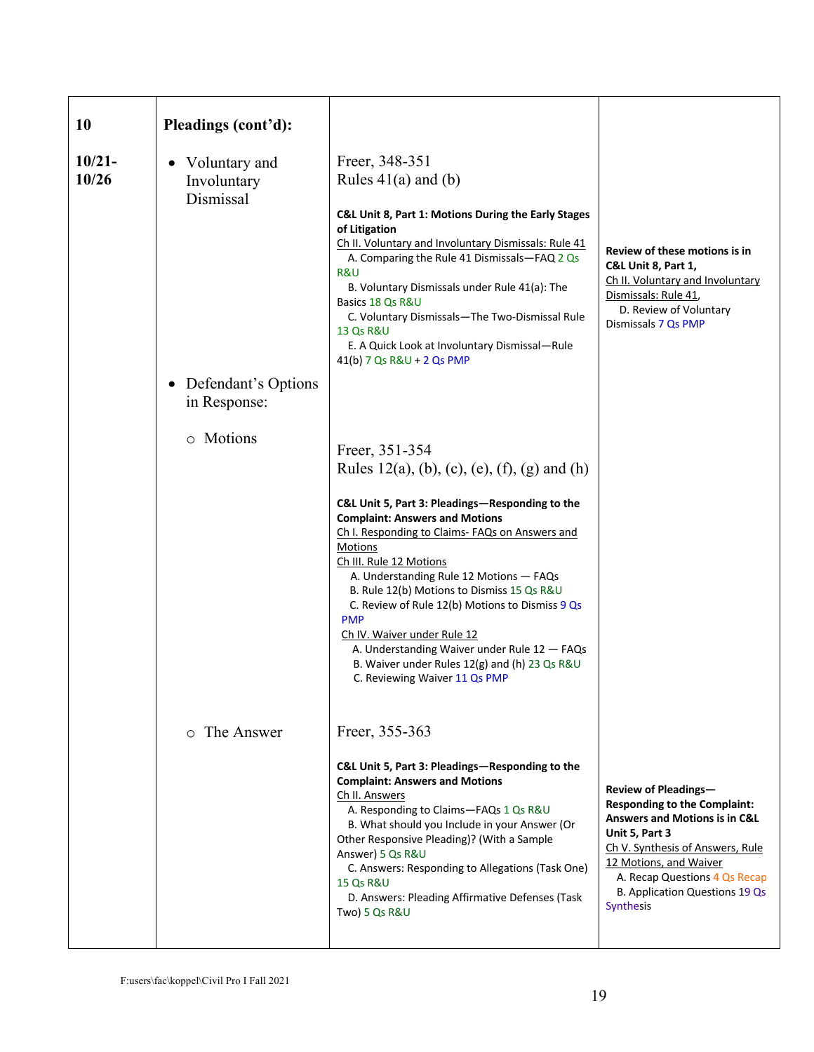| | | | |
|---|---|---|---|
| **10**<br><br>**10/21-10/26** | **Pleadings (cont'd):**<br><br>• Voluntary and Involuntary Dismissal | Freer, 348-351<br>Rules 41(a) and (b)<br><br>**C&L Unit 8, Part 1: Motions During the Early Stages of Litigation**<br>Ch II. Voluntary and Involuntary Dismissals: Rule 41<br>A. Comparing the Rule 41 Dismissals—FAQ 2 Qs R&U<br>B. Voluntary Dismissals under Rule 41(a): The Basics 18 Qs R&U<br>C. Voluntary Dismissals—The Two-Dismissal Rule 13 Qs R&U<br>E. A Quick Look at Involuntary Dismissal—Rule 41(b) 7 Qs R&U + 2 Qs PMP | **Review of these motions is in C&L Unit 8, Part 1,**<br>Ch II. Voluntary and Involuntary Dismissals: Rule 41,<br>D. Review of Voluntary Dismissals 7 Qs PMP |
| | • Defendant's Options in Response:<br><br>○ Motions | Freer, 351-354<br>Rules 12(a), (b), (c), (e), (f), (g) and (h)<br><br>**C&L Unit 5, Part 3: Pleadings—Responding to the Complaint: Answers and Motions**<br>Ch I. Responding to Claims- FAQs on Answers and Motions<br>Ch III. Rule 12 Motions<br>A. Understanding Rule 12 Motions — FAQs<br>B. Rule 12(b) Motions to Dismiss 15 Qs R&U<br>C. Review of Rule 12(b) Motions to Dismiss 9 Qs PMP<br>Ch IV. Waiver under Rule 12<br>A. Understanding Waiver under Rule 12 — FAQs<br>B. Waiver under Rules 12(g) and (h) 23 Qs R&U<br>C. Reviewing Waiver 11 Qs PMP | |
| | ○ The Answer | Freer, 355-363<br><br>**C&L Unit 5, Part 3: Pleadings—Responding to the Complaint: Answers and Motions**<br>Ch II. Answers<br>A. Responding to Claims—FAQs 1 Qs R&U<br>B. What should you Include in your Answer (Or Other Responsive Pleading)? (With a Sample Answer) 5 Qs R&U<br>C. Answers: Responding to Allegations (Task One) 15 Qs R&U<br>D. Answers: Pleading Affirmative Defenses (Task Two) 5 Qs R&U | **Review of Pleadings—Responding to the Complaint: Answers and Motions is in C&L Unit 5, Part 3**<br>Ch V. Synthesis of Answers, Rule 12 Motions, and Waiver<br>A. Recap Questions 4 Qs Recap<br>B. Application Questions 19 Qs Synthesis |

F:users\fac\koppel\Civil Pro I Fall 2021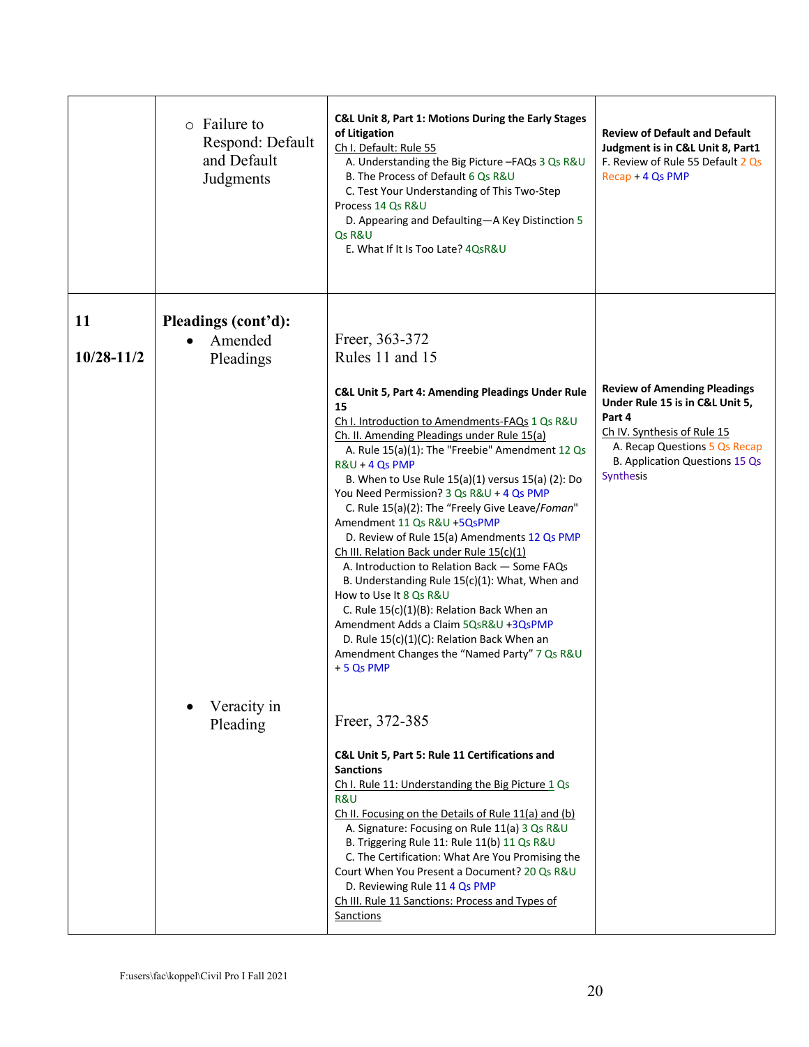| | | | |
|---|---|---|---|
| | ○ Failure to Respond: Default and Default Judgments | **C&L Unit 8, Part 1: Motions During the Early Stages of Litigation**<br>Ch I. Default: Rule 55<br>A. Understanding the Big Picture –FAQs 3 Qs R&U<br>B. The Process of Default 6 Qs R&U<br>C. Test Your Understanding of This Two-Step Process 14 Qs R&U<br>D. Appearing and Defaulting—A Key Distinction 5 Qs R&U<br>E. What If It Is Too Late? 4QsR&U | **Review of Default and Default Judgment is in C&L Unit 8, Part1**<br>F. Review of Rule 55 Default 2 Qs Recap + 4 Qs PMP |
| **11**<br><br>**10/28-11/2** | **Pleadings (cont'd):**<br>• Amended Pleadings<br><br><br><br><br><br><br><br><br><br><br>• Veracity in Pleading | Freer, 363-372<br>Rules 11 and 15<br><br>**C&L Unit 5, Part 4: Amending Pleadings Under Rule 15**<br>Ch I. Introduction to Amendments-FAQs 1 Qs R&U<br>Ch. II. Amending Pleadings under Rule 15(a)<br>A. Rule 15(a)(1): The "Freebie" Amendment 12 Qs R&U + 4 Qs PMP<br>B. When to Use Rule 15(a)(1) versus 15(a) (2): Do You Need Permission? 3 Qs R&U + 4 Qs PMP<br>C. Rule 15(a)(2): The "Freely Give Leave/*Foman*" Amendment 11 Qs R&U +5QsPMP<br>D. Review of Rule 15(a) Amendments 12 Qs PMP<br>Ch III. Relation Back under Rule 15(c)(1)<br>A. Introduction to Relation Back — Some FAQs<br>B. Understanding Rule 15(c)(1): What, When and How to Use It 8 Qs R&U<br>C. Rule 15(c)(1)(B): Relation Back When an Amendment Adds a Claim 5QsR&U +3QsPMP<br>D. Rule 15(c)(1)(C): Relation Back When an Amendment Changes the "Named Party" 7 Qs R&U + 5 Qs PMP<br><br>Freer, 372-385<br><br>**C&L Unit 5, Part 5: Rule 11 Certifications and Sanctions**<br>Ch I. Rule 11: Understanding the Big Picture 1 Qs R&U<br>Ch II. Focusing on the Details of Rule 11(a) and (b)<br>A. Signature: Focusing on Rule 11(a) 3 Qs R&U<br>B. Triggering Rule 11: Rule 11(b) 11 Qs R&U<br>C. The Certification: What Are You Promising the Court When You Present a Document? 20 Qs R&U<br>D. Reviewing Rule 11 4 Qs PMP<br>Ch III. Rule 11 Sanctions: Process and Types of Sanctions | **Review of Amending Pleadings Under Rule 15 is in C&L Unit 5, Part 4**<br>Ch IV. Synthesis of Rule 15<br>A. Recap Questions 5 Qs Recap<br>B. Application Questions 15 Qs Synthesis |

F:users\fac\koppel\Civil Pro I Fall 2021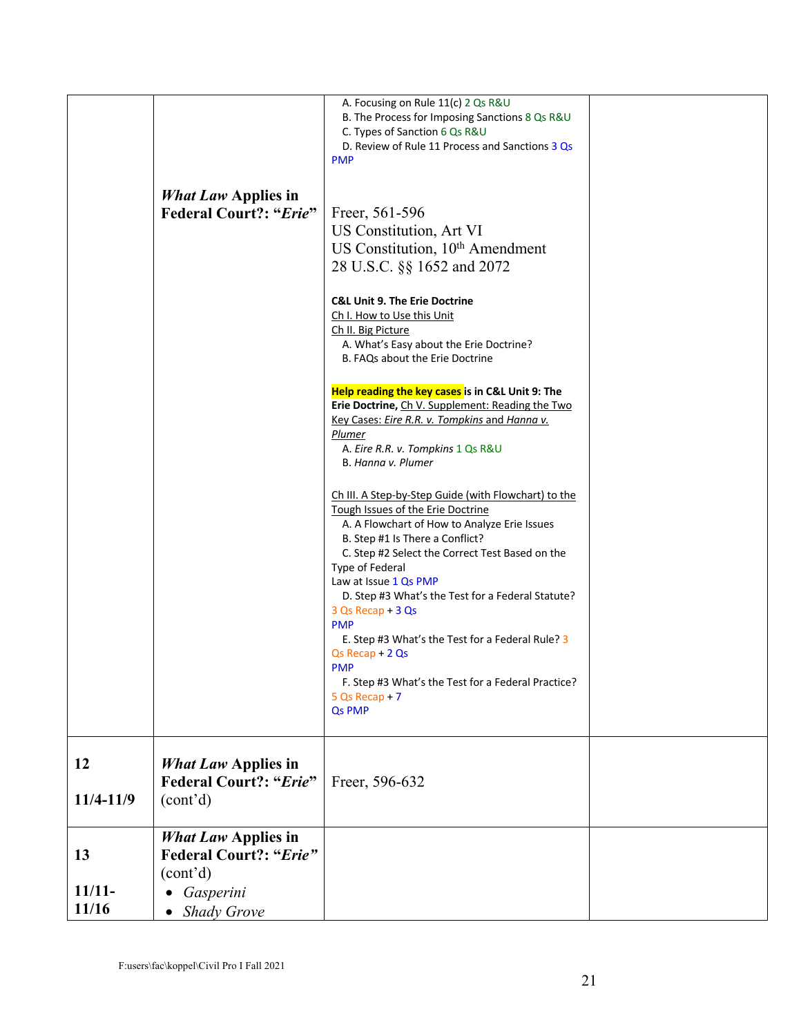| | | | |
|---|---|---|---|
| | | A. Focusing on Rule 11(c) 2 Qs R&U<br>B. The Process for Imposing Sanctions 8 Qs R&U<br>C. Types of Sanction 6 Qs R&U<br>D. Review of Rule 11 Process and Sanctions 3 Qs PMP | |
| | ***What Law* Applies in Federal Court?: "*Erie*"** | Freer, 561-596<br>US Constitution, Art VI<br>US Constitution, 10th Amendment<br>28 U.S.C. §§ 1652 and 2072<br><br>**C&L Unit 9. The Erie Doctrine**<br>Ch I. How to Use this Unit<br>Ch II. Big Picture<br>A. What's Easy about the Erie Doctrine?<br>B. FAQs about the Erie Doctrine<br><br>**Help reading the key cases is in C&L Unit 9: The Erie Doctrine,** Ch V. Supplement: Reading the Two Key Cases: *Eire R.R. v. Tompkins* and *Hanna v. Plumer*<br>A. *Eire R.R. v. Tompkins* 1 Qs R&U<br>B. *Hanna v. Plumer*<br><br>Ch III. A Step-by-Step Guide (with Flowchart) to the Tough Issues of the Erie Doctrine<br>A. A Flowchart of How to Analyze Erie Issues<br>B. Step #1 Is There a Conflict?<br>C. Step #2 Select the Correct Test Based on the Type of Federal Law at Issue 1 Qs PMP<br>D. Step #3 What's the Test for a Federal Statute? 3 Qs Recap + 3 Qs PMP<br>E. Step #3 What's the Test for a Federal Rule? 3 Qs Recap + 2 Qs PMP<br>F. Step #3 What's the Test for a Federal Practice? 5 Qs Recap + 7 Qs PMP | |
| **12**<br><br>**11/4-11/9** | ***What Law* Applies in Federal Court?: "*Erie*"** (cont'd) | Freer, 596-632 | |
| **13**<br><br>**11/11-11/16** | ***What Law* Applies in Federal Court?: "*Erie*"** (cont'd)<br>• *Gasperini*<br>• *Shady Grove* | | |

F:users\fac\koppel\Civil Pro I Fall 2021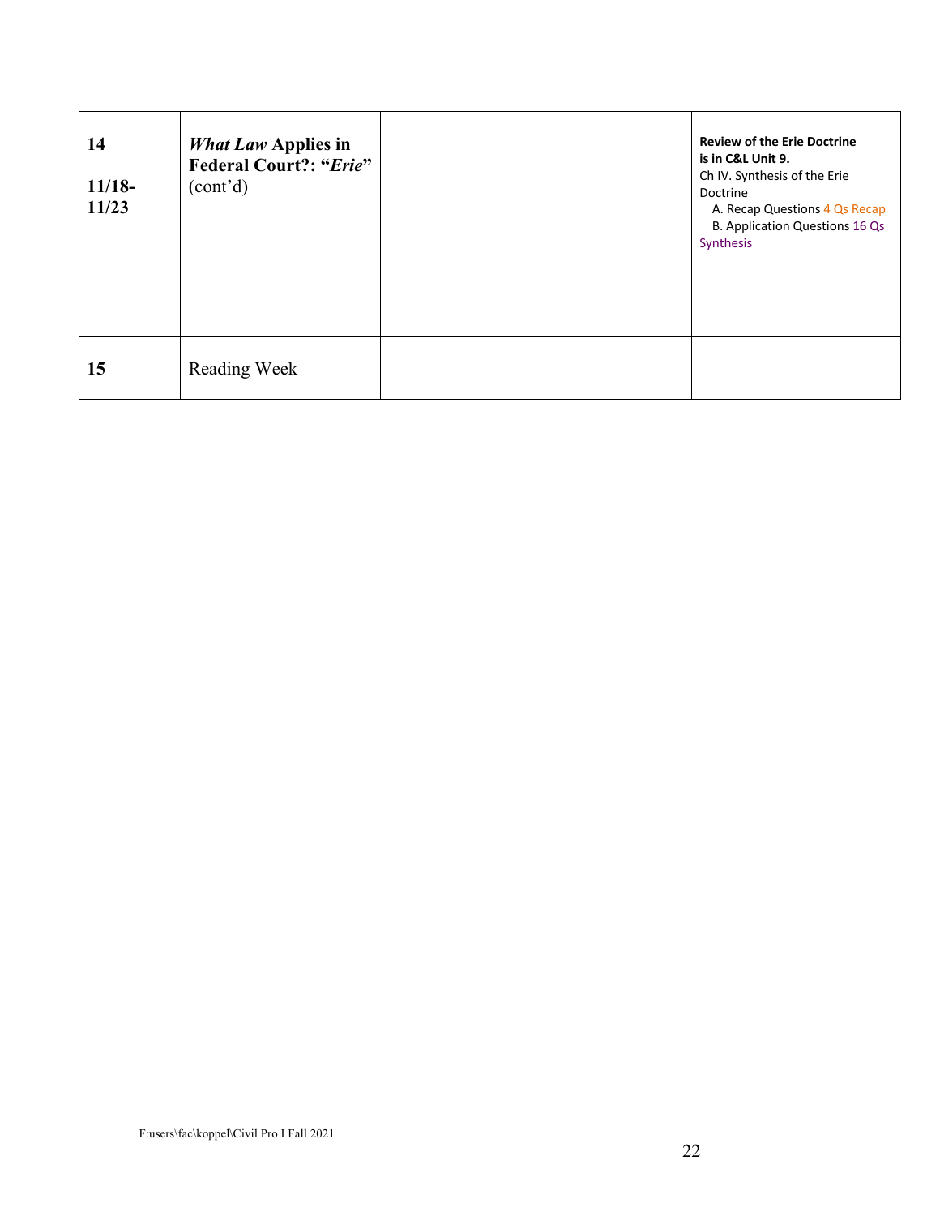| | | | |
|---|---|---|---|
| **14**<br><br>**11/18-11/23** | ***What Law* Applies in Federal Court?: “*Erie*”** (cont’d) | | **Review of the Erie Doctrine is in C&L Unit 9.**<br>Ch IV. Synthesis of the Erie Doctrine<br>A. Recap Questions 4 Qs Recap<br>B. Application Questions 16 Qs Synthesis |
| **15** | Reading Week | | |

F:users\fac\koppel\Civil Pro I Fall 2021